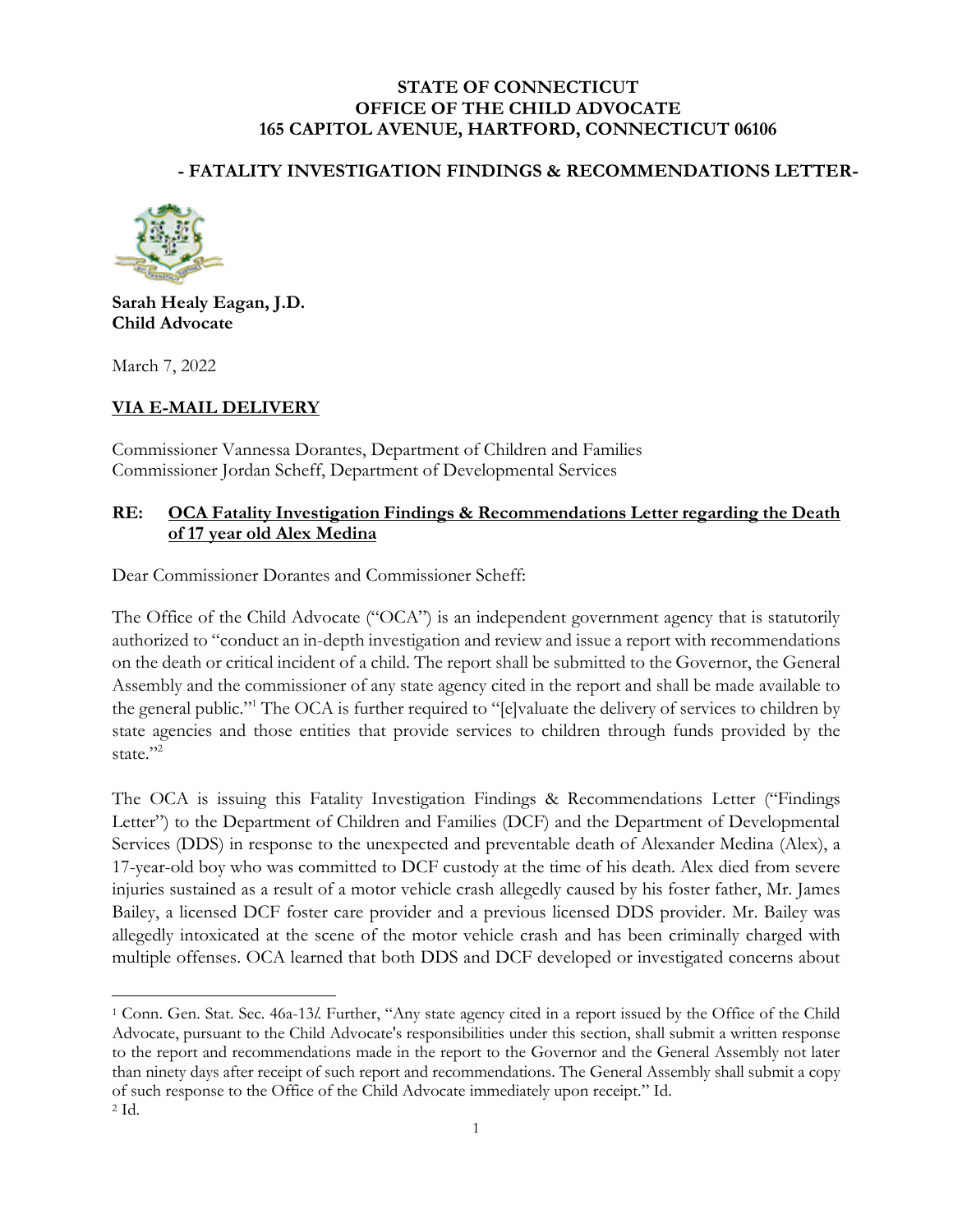**STATE OF CONNECTICUT**
**OFFICE OF THE CHILD ADVOCATE**
**165 CAPITOL AVENUE, HARTFORD, CONNECTICUT 06106**

**- FATALITY INVESTIGATION FINDINGS & RECOMMENDATIONS LETTER-**

**Sarah Healy Eagan, J.D.**
**Child Advocate**

March 7, 2022

**VIA E-MAIL DELIVERY**

Commissioner Vannessa Dorantes, Department of Children and Families
Commissioner Jordan Scheff, Department of Developmental Services

**RE: OCA Fatality Investigation Findings & Recommendations Letter regarding the Death of 17 year old Alex Medina**

Dear Commissioner Dorantes and Commissioner Scheff:

The Office of the Child Advocate ("OCA") is an independent government agency that is statutorily authorized to "conduct an in-depth investigation and review and issue a report with recommendations on the death or critical incident of a child. The report shall be submitted to the Governor, the General Assembly and the commissioner of any state agency cited in the report and shall be made available to the general public."[1] The OCA is further required to "[e]valuate the delivery of services to children by state agencies and those entities that provide services to children through funds provided by the state."[2]

The OCA is issuing this Fatality Investigation Findings & Recommendations Letter ("Findings Letter") to the Department of Children and Families (DCF) and the Department of Developmental Services (DDS) in response to the unexpected and preventable death of Alexander Medina (Alex), a 17-year-old boy who was committed to DCF custody at the time of his death. Alex died from severe injuries sustained as a result of a motor vehicle crash allegedly caused by his foster father, Mr. James Bailey, a licensed DCF foster care provider and a previous licensed DDS provider. Mr. Bailey was allegedly intoxicated at the scene of the motor vehicle crash and has been criminally charged with multiple offenses. OCA learned that both DDS and DCF developed or investigated concerns about

---

[1] Conn. Gen. Stat. Sec. 46a-13*l*. Further, "Any state agency cited in a report issued by the Office of the Child Advocate, pursuant to the Child Advocate's responsibilities under this section, shall submit a written response to the report and recommendations made in the report to the Governor and the General Assembly not later than ninety days after receipt of such report and recommendations. The General Assembly shall submit a copy of such response to the Office of the Child Advocate immediately upon receipt." Id.

[2] Id.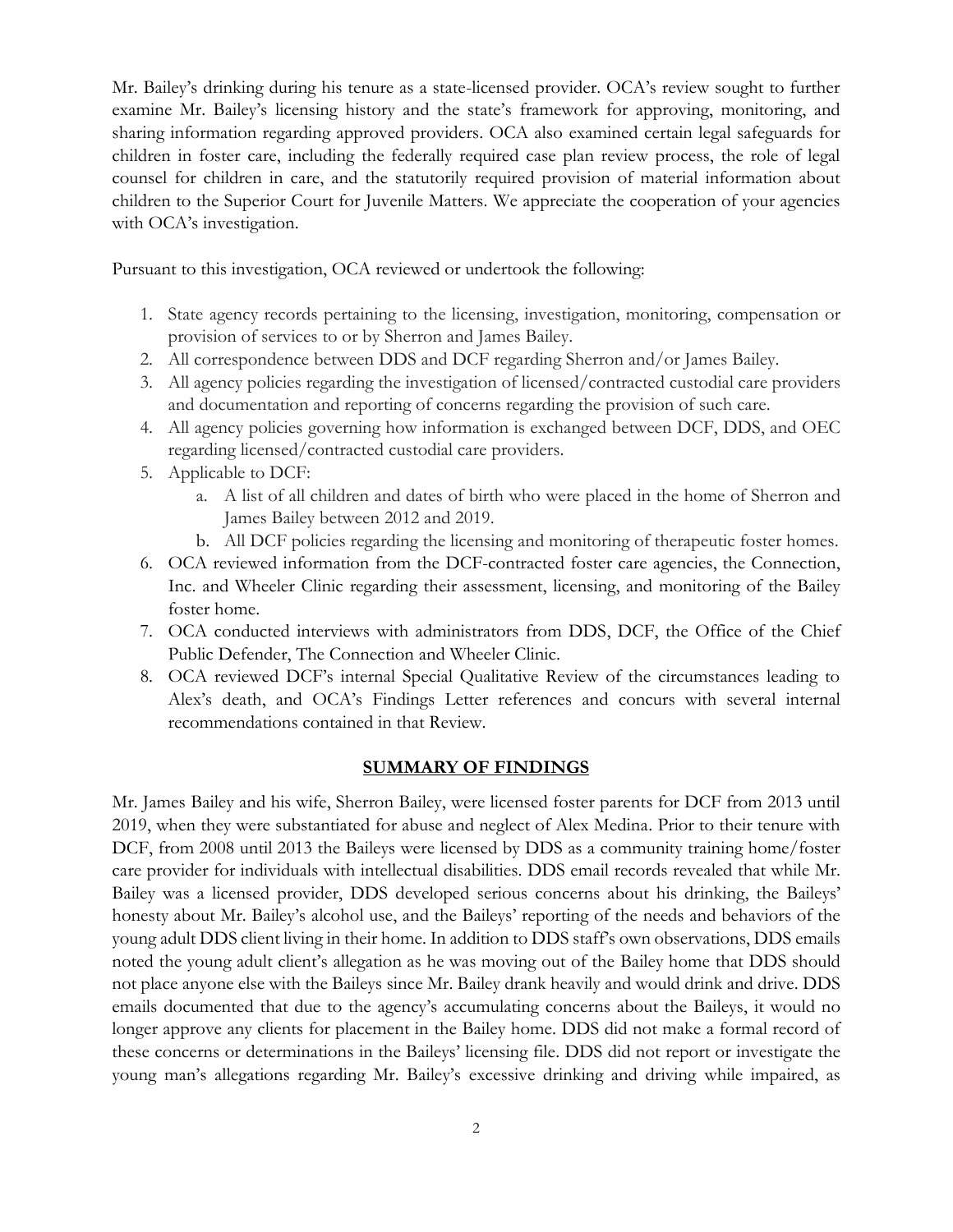Mr. Bailey's drinking during his tenure as a state-licensed provider. OCA's review sought to further examine Mr. Bailey's licensing history and the state's framework for approving, monitoring, and sharing information regarding approved providers. OCA also examined certain legal safeguards for children in foster care, including the federally required case plan review process, the role of legal counsel for children in care, and the statutorily required provision of material information about children to the Superior Court for Juvenile Matters. We appreciate the cooperation of your agencies with OCA's investigation.

Pursuant to this investigation, OCA reviewed or undertook the following:

1. State agency records pertaining to the licensing, investigation, monitoring, compensation or provision of services to or by Sherron and James Bailey.
2. All correspondence between DDS and DCF regarding Sherron and/or James Bailey.
3. All agency policies regarding the investigation of licensed/contracted custodial care providers and documentation and reporting of concerns regarding the provision of such care.
4. All agency policies governing how information is exchanged between DCF, DDS, and OEC regarding licensed/contracted custodial care providers.
5. Applicable to DCF:
    a. A list of all children and dates of birth who were placed in the home of Sherron and James Bailey between 2012 and 2019.
    b. All DCF policies regarding the licensing and monitoring of therapeutic foster homes.
6. OCA reviewed information from the DCF-contracted foster care agencies, the Connection, Inc. and Wheeler Clinic regarding their assessment, licensing, and monitoring of the Bailey foster home.
7. OCA conducted interviews with administrators from DDS, DCF, the Office of the Chief Public Defender, The Connection and Wheeler Clinic.
8. OCA reviewed DCF's internal Special Qualitative Review of the circumstances leading to Alex's death, and OCA's Findings Letter references and concurs with several internal recommendations contained in that Review.

## SUMMARY OF FINDINGS

Mr. James Bailey and his wife, Sherron Bailey, were licensed foster parents for DCF from 2013 until 2019, when they were substantiated for abuse and neglect of Alex Medina. Prior to their tenure with DCF, from 2008 until 2013 the Baileys were licensed by DDS as a community training home/foster care provider for individuals with intellectual disabilities. DDS email records revealed that while Mr. Bailey was a licensed provider, DDS developed serious concerns about his drinking, the Baileys' honesty about Mr. Bailey's alcohol use, and the Baileys' reporting of the needs and behaviors of the young adult DDS client living in their home. In addition to DDS staff's own observations, DDS emails noted the young adult client's allegation as he was moving out of the Bailey home that DDS should not place anyone else with the Baileys since Mr. Bailey drank heavily and would drink and drive. DDS emails documented that due to the agency's accumulating concerns about the Baileys, it would no longer approve any clients for placement in the Bailey home. DDS did not make a formal record of these concerns or determinations in the Baileys' licensing file. DDS did not report or investigate the young man's allegations regarding Mr. Bailey's excessive drinking and driving while impaired, as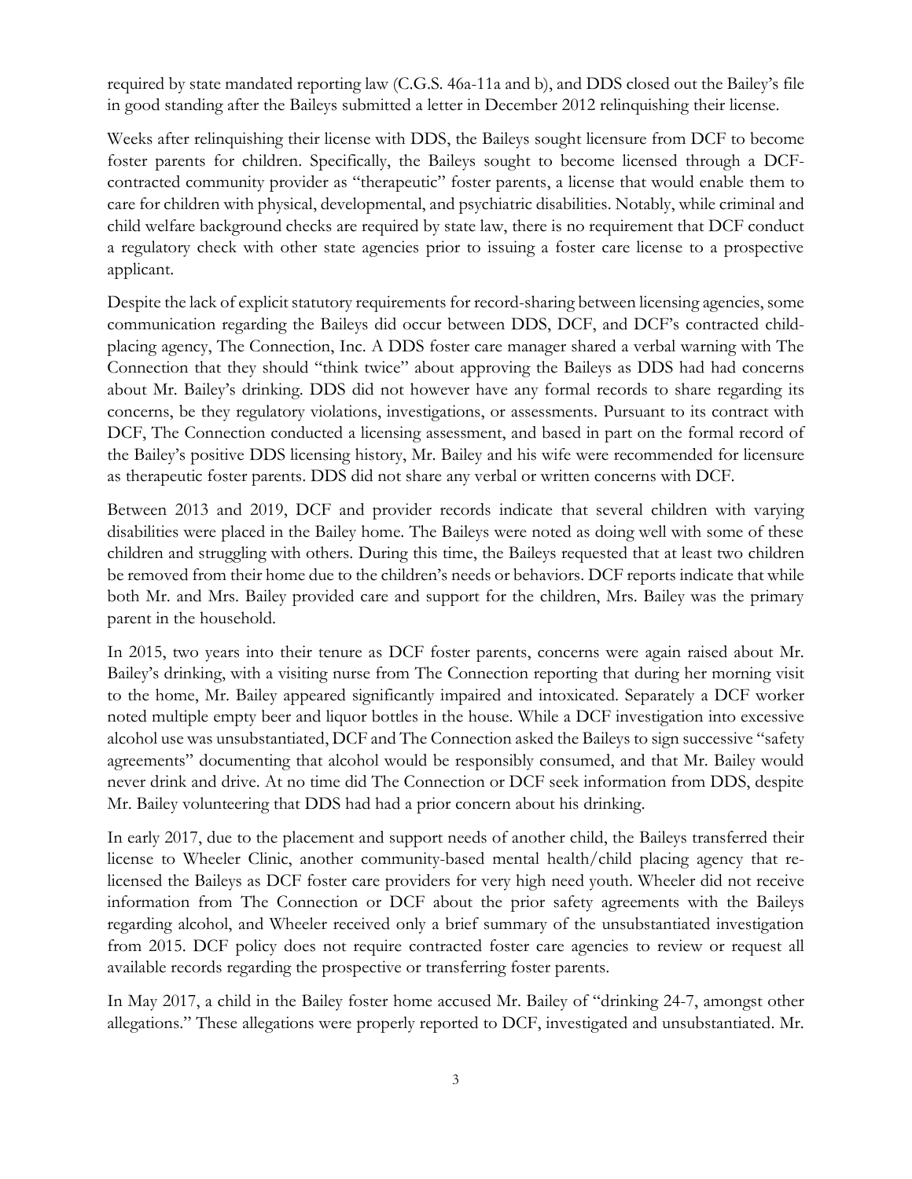required by state mandated reporting law (C.G.S. 46a-11a and b), and DDS closed out the Bailey's file in good standing after the Baileys submitted a letter in December 2012 relinquishing their license.

Weeks after relinquishing their license with DDS, the Baileys sought licensure from DCF to become foster parents for children. Specifically, the Baileys sought to become licensed through a DCF-contracted community provider as "therapeutic" foster parents, a license that would enable them to care for children with physical, developmental, and psychiatric disabilities. Notably, while criminal and child welfare background checks are required by state law, there is no requirement that DCF conduct a regulatory check with other state agencies prior to issuing a foster care license to a prospective applicant.

Despite the lack of explicit statutory requirements for record-sharing between licensing agencies, some communication regarding the Baileys did occur between DDS, DCF, and DCF's contracted child-placing agency, The Connection, Inc. A DDS foster care manager shared a verbal warning with The Connection that they should "think twice" about approving the Baileys as DDS had had concerns about Mr. Bailey's drinking. DDS did not however have any formal records to share regarding its concerns, be they regulatory violations, investigations, or assessments. Pursuant to its contract with DCF, The Connection conducted a licensing assessment, and based in part on the formal record of the Bailey's positive DDS licensing history, Mr. Bailey and his wife were recommended for licensure as therapeutic foster parents. DDS did not share any verbal or written concerns with DCF.

Between 2013 and 2019, DCF and provider records indicate that several children with varying disabilities were placed in the Bailey home. The Baileys were noted as doing well with some of these children and struggling with others. During this time, the Baileys requested that at least two children be removed from their home due to the children's needs or behaviors. DCF reports indicate that while both Mr. and Mrs. Bailey provided care and support for the children, Mrs. Bailey was the primary parent in the household.

In 2015, two years into their tenure as DCF foster parents, concerns were again raised about Mr. Bailey's drinking, with a visiting nurse from The Connection reporting that during her morning visit to the home, Mr. Bailey appeared significantly impaired and intoxicated. Separately a DCF worker noted multiple empty beer and liquor bottles in the house. While a DCF investigation into excessive alcohol use was unsubstantiated, DCF and The Connection asked the Baileys to sign successive "safety agreements" documenting that alcohol would be responsibly consumed, and that Mr. Bailey would never drink and drive. At no time did The Connection or DCF seek information from DDS, despite Mr. Bailey volunteering that DDS had had a prior concern about his drinking.

In early 2017, due to the placement and support needs of another child, the Baileys transferred their license to Wheeler Clinic, another community-based mental health/child placing agency that re-licensed the Baileys as DCF foster care providers for very high need youth. Wheeler did not receive information from The Connection or DCF about the prior safety agreements with the Baileys regarding alcohol, and Wheeler received only a brief summary of the unsubstantiated investigation from 2015. DCF policy does not require contracted foster care agencies to review or request all available records regarding the prospective or transferring foster parents.

In May 2017, a child in the Bailey foster home accused Mr. Bailey of "drinking 24-7, amongst other allegations." These allegations were properly reported to DCF, investigated and unsubstantiated. Mr.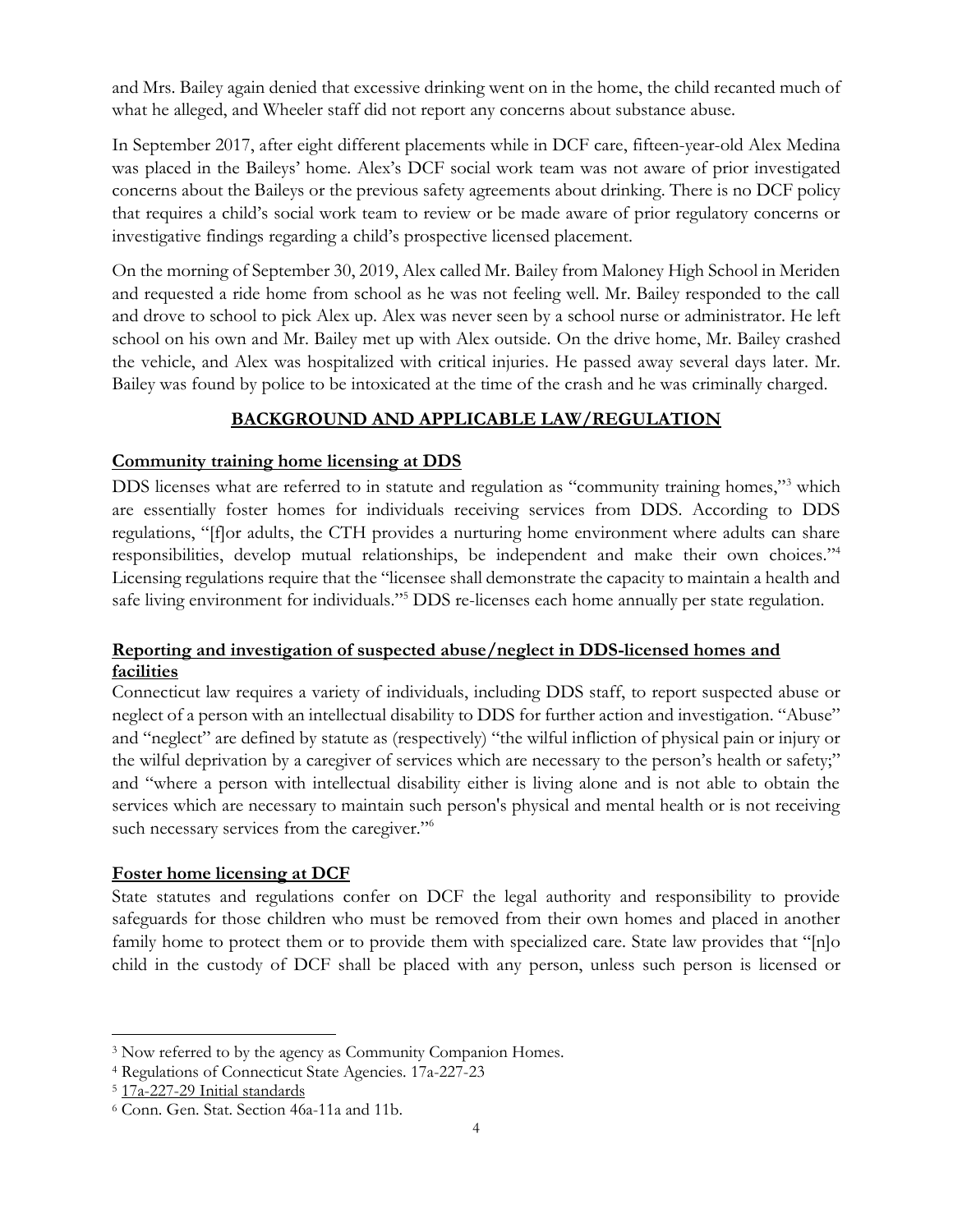and Mrs. Bailey again denied that excessive drinking went on in the home, the child recanted much of what he alleged, and Wheeler staff did not report any concerns about substance abuse.

In September 2017, after eight different placements while in DCF care, fifteen-year-old Alex Medina was placed in the Baileys' home. Alex's DCF social work team was not aware of prior investigated concerns about the Baileys or the previous safety agreements about drinking. There is no DCF policy that requires a child's social work team to review or be made aware of prior regulatory concerns or investigative findings regarding a child's prospective licensed placement.

On the morning of September 30, 2019, Alex called Mr. Bailey from Maloney High School in Meriden and requested a ride home from school as he was not feeling well. Mr. Bailey responded to the call and drove to school to pick Alex up. Alex was never seen by a school nurse or administrator. He left school on his own and Mr. Bailey met up with Alex outside. On the drive home, Mr. Bailey crashed the vehicle, and Alex was hospitalized with critical injuries. He passed away several days later. Mr. Bailey was found by police to be intoxicated at the time of the crash and he was criminally charged.

## BACKGROUND AND APPLICABLE LAW/REGULATION

### Community training home licensing at DDS

DDS licenses what are referred to in statute and regulation as "community training homes,"[3] which are essentially foster homes for individuals receiving services from DDS. According to DDS regulations, "[f]or adults, the CTH provides a nurturing home environment where adults can share responsibilities, develop mutual relationships, be independent and make their own choices."[4] Licensing regulations require that the "licensee shall demonstrate the capacity to maintain a health and safe living environment for individuals."[5] DDS re-licenses each home annually per state regulation.

### Reporting and investigation of suspected abuse/neglect in DDS-licensed homes and facilities

Connecticut law requires a variety of individuals, including DDS staff, to report suspected abuse or neglect of a person with an intellectual disability to DDS for further action and investigation. "Abuse" and "neglect" are defined by statute as (respectively) "the wilful infliction of physical pain or injury or the wilful deprivation by a caregiver of services which are necessary to the person's health or safety;" and "where a person with intellectual disability either is living alone and is not able to obtain the services which are necessary to maintain such person's physical and mental health or is not receiving such necessary services from the caregiver."[6]

### Foster home licensing at DCF

State statutes and regulations confer on DCF the legal authority and responsibility to provide safeguards for those children who must be removed from their own homes and placed in another family home to protect them or to provide them with specialized care. State law provides that "[n]o child in the custody of DCF shall be placed with any person, unless such person is licensed or

---

[3] Now referred to by the agency as Community Companion Homes.

[4] Regulations of Connecticut State Agencies. 17a-227-23

[5] 17a-227-29 Initial standards

[6] Conn. Gen. Stat. Section 46a-11a and 11b.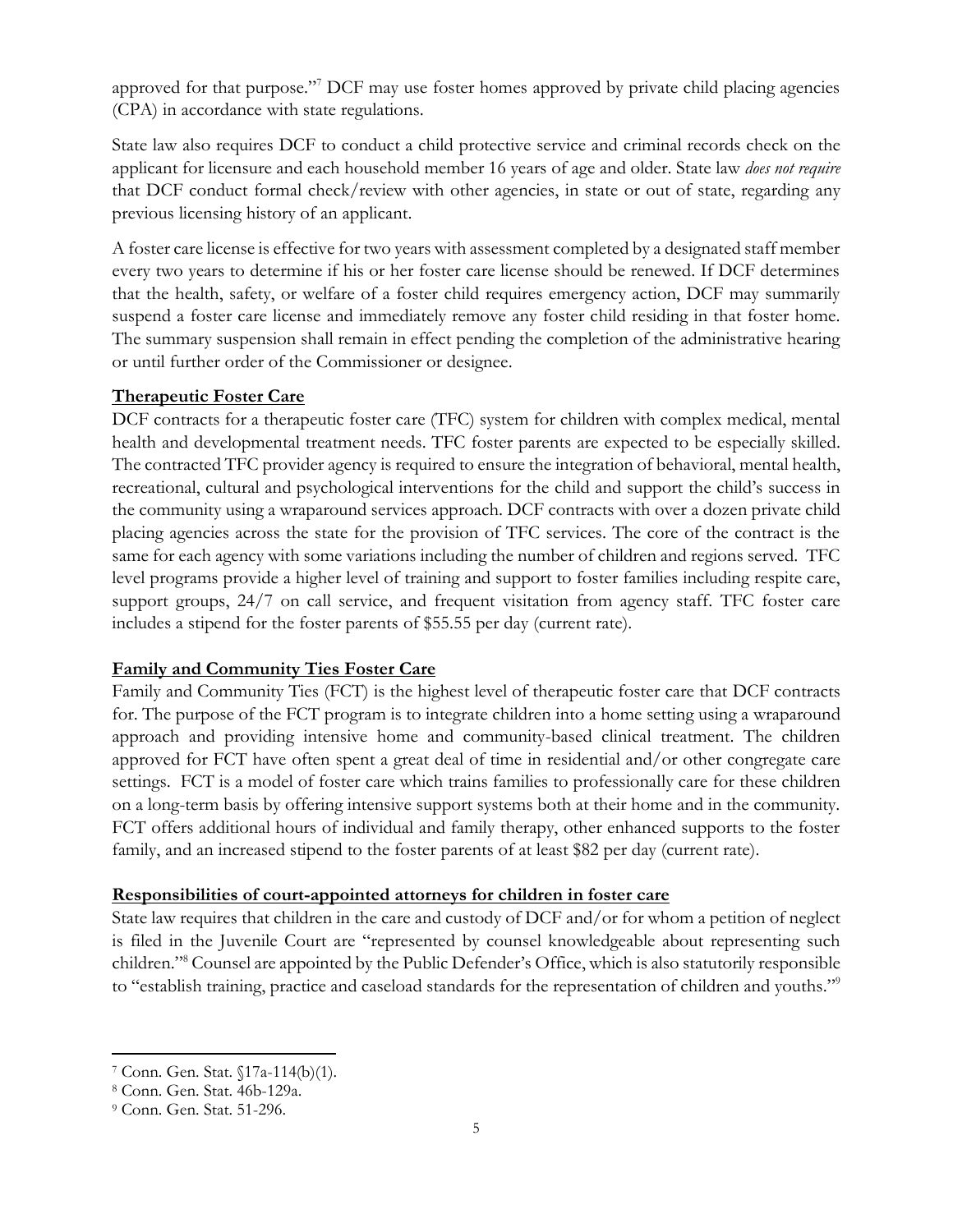approved for that purpose."[7] DCF may use foster homes approved by private child placing agencies (CPA) in accordance with state regulations.

State law also requires DCF to conduct a child protective service and criminal records check on the applicant for licensure and each household member 16 years of age and older. State law *does not require* that DCF conduct formal check/review with other agencies, in state or out of state, regarding any previous licensing history of an applicant.

A foster care license is effective for two years with assessment completed by a designated staff member every two years to determine if his or her foster care license should be renewed. If DCF determines that the health, safety, or welfare of a foster child requires emergency action, DCF may summarily suspend a foster care license and immediately remove any foster child residing in that foster home. The summary suspension shall remain in effect pending the completion of the administrative hearing or until further order of the Commissioner or designee.

**Therapeutic Foster Care**

DCF contracts for a therapeutic foster care (TFC) system for children with complex medical, mental health and developmental treatment needs. TFC foster parents are expected to be especially skilled. The contracted TFC provider agency is required to ensure the integration of behavioral, mental health, recreational, cultural and psychological interventions for the child and support the child's success in the community using a wraparound services approach. DCF contracts with over a dozen private child placing agencies across the state for the provision of TFC services. The core of the contract is the same for each agency with some variations including the number of children and regions served. TFC level programs provide a higher level of training and support to foster families including respite care, support groups, 24/7 on call service, and frequent visitation from agency staff. TFC foster care includes a stipend for the foster parents of $55.55 per day (current rate).

**Family and Community Ties Foster Care**

Family and Community Ties (FCT) is the highest level of therapeutic foster care that DCF contracts for. The purpose of the FCT program is to integrate children into a home setting using a wraparound approach and providing intensive home and community-based clinical treatment. The children approved for FCT have often spent a great deal of time in residential and/or other congregate care settings. FCT is a model of foster care which trains families to professionally care for these children on a long-term basis by offering intensive support systems both at their home and in the community. FCT offers additional hours of individual and family therapy, other enhanced supports to the foster family, and an increased stipend to the foster parents of at least $82 per day (current rate).

**Responsibilities of court-appointed attorneys for children in foster care**

State law requires that children in the care and custody of DCF and/or for whom a petition of neglect is filed in the Juvenile Court are "represented by counsel knowledgeable about representing such children."[8] Counsel are appointed by the Public Defender's Office, which is also statutorily responsible to "establish training, practice and caseload standards for the representation of children and youths."[9]

---

[7] Conn. Gen. Stat. §17a-114(b)(1).

[8] Conn. Gen. Stat. 46b-129a.

[9] Conn. Gen. Stat. 51-296.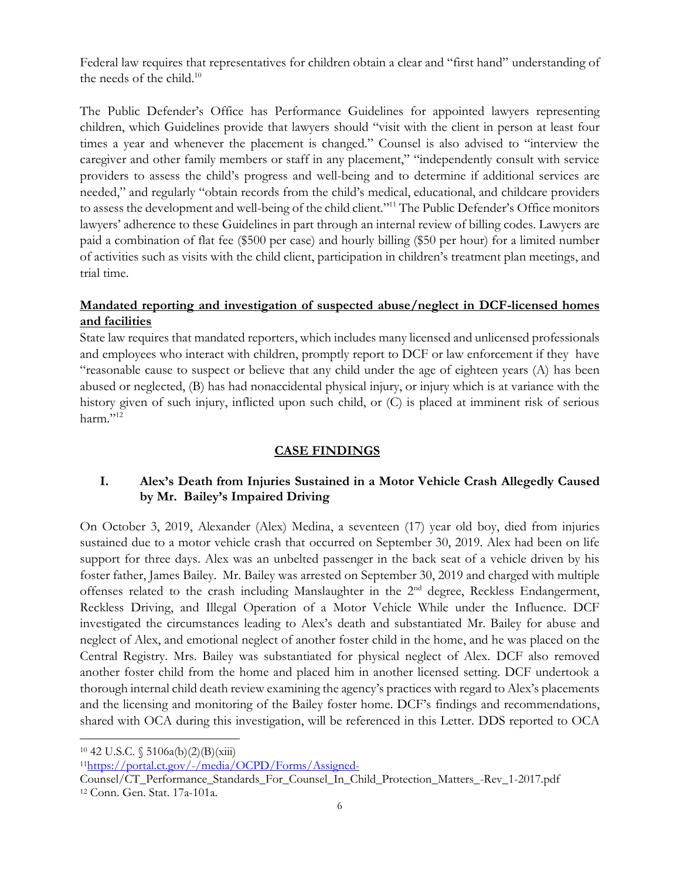Federal law requires that representatives for children obtain a clear and "first hand" understanding of the needs of the child.[10]

The Public Defender's Office has Performance Guidelines for appointed lawyers representing children, which Guidelines provide that lawyers should "visit with the client in person at least four times a year and whenever the placement is changed." Counsel is also advised to "interview the caregiver and other family members or staff in any placement," "independently consult with service providers to assess the child's progress and well-being and to determine if additional services are needed," and regularly "obtain records from the child's medical, educational, and childcare providers to assess the development and well-being of the child client."[11] The Public Defender's Office monitors lawyers' adherence to these Guidelines in part through an internal review of billing codes. Lawyers are paid a combination of flat fee ($500 per case) and hourly billing ($50 per hour) for a limited number of activities such as visits with the child client, participation in children's treatment plan meetings, and trial time.

**Mandated reporting and investigation of suspected abuse/neglect in DCF-licensed homes and facilities**

State law requires that mandated reporters, which includes many licensed and unlicensed professionals and employees who interact with children, promptly report to DCF or law enforcement if they have "reasonable cause to suspect or believe that any child under the age of eighteen years (A) has been abused or neglected, (B) has had nonaccidental physical injury, or injury which is at variance with the history given of such injury, inflicted upon such child, or (C) is placed at imminent risk of serious harm."[12]

## CASE FINDINGS

### I. Alex's Death from Injuries Sustained in a Motor Vehicle Crash Allegedly Caused by Mr. Bailey's Impaired Driving

On October 3, 2019, Alexander (Alex) Medina, a seventeen (17) year old boy, died from injuries sustained due to a motor vehicle crash that occurred on September 30, 2019. Alex had been on life support for three days. Alex was an unbelted passenger in the back seat of a vehicle driven by his foster father, James Bailey. Mr. Bailey was arrested on September 30, 2019 and charged with multiple offenses related to the crash including Manslaughter in the 2nd degree, Reckless Endangerment, Reckless Driving, and Illegal Operation of a Motor Vehicle While under the Influence. DCF investigated the circumstances leading to Alex's death and substantiated Mr. Bailey for abuse and neglect of Alex, and emotional neglect of another foster child in the home, and he was placed on the Central Registry. Mrs. Bailey was substantiated for physical neglect of Alex. DCF also removed another foster child from the home and placed him in another licensed setting. DCF undertook a thorough internal child death review examining the agency's practices with regard to Alex's placements and the licensing and monitoring of the Bailey foster home. DCF's findings and recommendations, shared with OCA during this investigation, will be referenced in this Letter. DDS reported to OCA

---

[10] 42 U.S.C. § 5106a(b)(2)(B)(xiii)

[11] https://portal.ct.gov/-/media/OCPD/Forms/Assigned-Counsel/CT_Performance_Standards_For_Counsel_In_Child_Protection_Matters_-Rev_1-2017.pdf

[12] Conn. Gen. Stat. 17a-101a.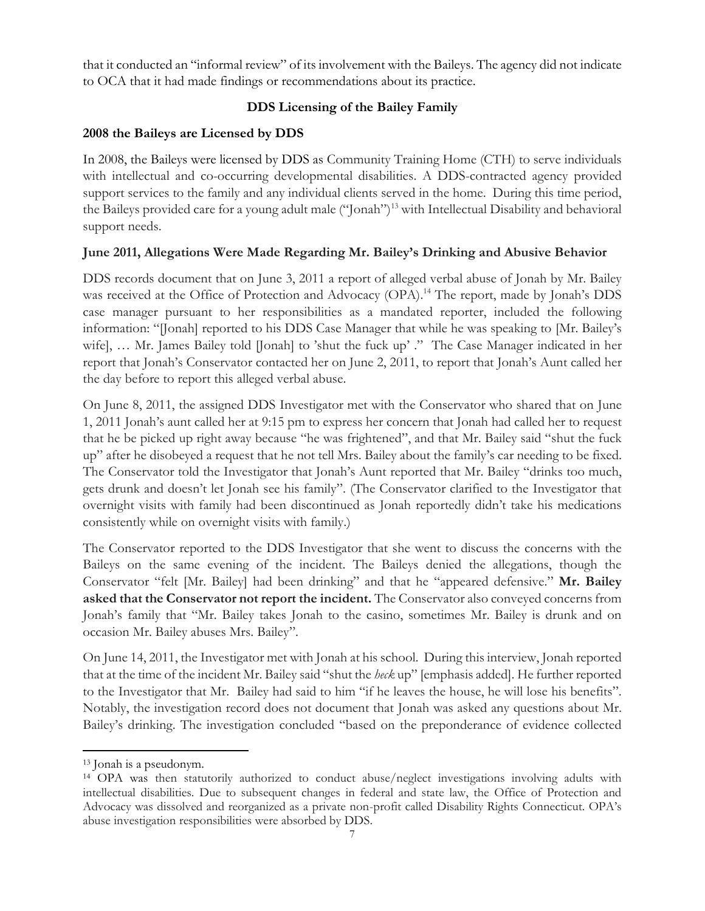that it conducted an "informal review" of its involvement with the Baileys. The agency did not indicate to OCA that it had made findings or recommendations about its practice.

### DDS Licensing of the Bailey Family

#### 2008 the Baileys are Licensed by DDS

In 2008, the Baileys were licensed by DDS as Community Training Home (CTH) to serve individuals with intellectual and co-occurring developmental disabilities. A DDS-contracted agency provided support services to the family and any individual clients served in the home. During this time period, the Baileys provided care for a young adult male ("Jonah")[13] with Intellectual Disability and behavioral support needs.

#### June 2011, Allegations Were Made Regarding Mr. Bailey's Drinking and Abusive Behavior

DDS records document that on June 3, 2011 a report of alleged verbal abuse of Jonah by Mr. Bailey was received at the Office of Protection and Advocacy (OPA).[14] The report, made by Jonah's DDS case manager pursuant to her responsibilities as a mandated reporter, included the following information: "[Jonah] reported to his DDS Case Manager that while he was speaking to [Mr. Bailey's wife], … Mr. James Bailey told [Jonah] to 'shut the fuck up' ." The Case Manager indicated in her report that Jonah's Conservator contacted her on June 2, 2011, to report that Jonah's Aunt called her the day before to report this alleged verbal abuse.

On June 8, 2011, the assigned DDS Investigator met with the Conservator who shared that on June 1, 2011 Jonah's aunt called her at 9:15 pm to express her concern that Jonah had called her to request that he be picked up right away because "he was frightened", and that Mr. Bailey said "shut the fuck up" after he disobeyed a request that he not tell Mrs. Bailey about the family's car needing to be fixed. The Conservator told the Investigator that Jonah's Aunt reported that Mr. Bailey "drinks too much, gets drunk and doesn't let Jonah see his family". (The Conservator clarified to the Investigator that overnight visits with family had been discontinued as Jonah reportedly didn't take his medications consistently while on overnight visits with family.)

The Conservator reported to the DDS Investigator that she went to discuss the concerns with the Baileys on the same evening of the incident. The Baileys denied the allegations, though the Conservator "felt [Mr. Bailey] had been drinking" and that he "appeared defensive." **Mr. Bailey asked that the Conservator not report the incident.** The Conservator also conveyed concerns from Jonah's family that "Mr. Bailey takes Jonah to the casino, sometimes Mr. Bailey is drunk and on occasion Mr. Bailey abuses Mrs. Bailey".

On June 14, 2011, the Investigator met with Jonah at his school. During this interview, Jonah reported that at the time of the incident Mr. Bailey said "shut the *heck* up" [emphasis added]. He further reported to the Investigator that Mr. Bailey had said to him "if he leaves the house, he will lose his benefits". Notably, the investigation record does not document that Jonah was asked any questions about Mr. Bailey's drinking. The investigation concluded "based on the preponderance of evidence collected

---

[13] Jonah is a pseudonym.

[14] OPA was then statutorily authorized to conduct abuse/neglect investigations involving adults with intellectual disabilities. Due to subsequent changes in federal and state law, the Office of Protection and Advocacy was dissolved and reorganized as a private non-profit called Disability Rights Connecticut. OPA's abuse investigation responsibilities were absorbed by DDS.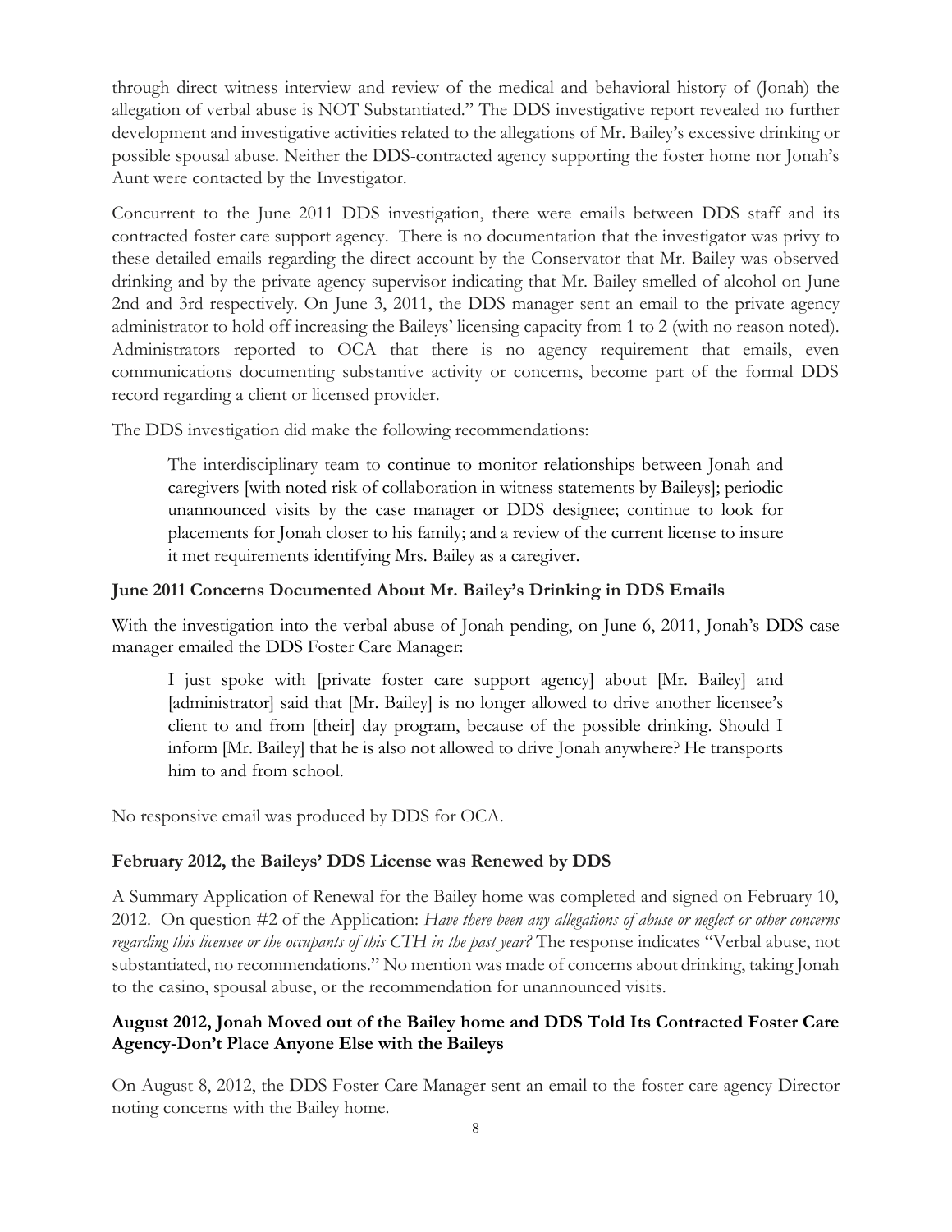through direct witness interview and review of the medical and behavioral history of (Jonah) the allegation of verbal abuse is NOT Substantiated." The DDS investigative report revealed no further development and investigative activities related to the allegations of Mr. Bailey's excessive drinking or possible spousal abuse. Neither the DDS-contracted agency supporting the foster home nor Jonah's Aunt were contacted by the Investigator.

Concurrent to the June 2011 DDS investigation, there were emails between DDS staff and its contracted foster care support agency. There is no documentation that the investigator was privy to these detailed emails regarding the direct account by the Conservator that Mr. Bailey was observed drinking and by the private agency supervisor indicating that Mr. Bailey smelled of alcohol on June 2nd and 3rd respectively. On June 3, 2011, the DDS manager sent an email to the private agency administrator to hold off increasing the Baileys' licensing capacity from 1 to 2 (with no reason noted). Administrators reported to OCA that there is no agency requirement that emails, even communications documenting substantive activity or concerns, become part of the formal DDS record regarding a client or licensed provider.

The DDS investigation did make the following recommendations:

> The interdisciplinary team to continue to monitor relationships between Jonah and caregivers [with noted risk of collaboration in witness statements by Baileys]; periodic unannounced visits by the case manager or DDS designee; continue to look for placements for Jonah closer to his family; and a review of the current license to insure it met requirements identifying Mrs. Bailey as a caregiver.

**June 2011 Concerns Documented About Mr. Bailey's Drinking in DDS Emails**

With the investigation into the verbal abuse of Jonah pending, on June 6, 2011, Jonah's DDS case manager emailed the DDS Foster Care Manager:

> I just spoke with [private foster care support agency] about [Mr. Bailey] and [administrator] said that [Mr. Bailey] is no longer allowed to drive another licensee's client to and from [their] day program, because of the possible drinking. Should I inform [Mr. Bailey] that he is also not allowed to drive Jonah anywhere? He transports him to and from school.

No responsive email was produced by DDS for OCA.

**February 2012, the Baileys' DDS License was Renewed by DDS**

A Summary Application of Renewal for the Bailey home was completed and signed on February 10, 2012. On question #2 of the Application: *Have there been any allegations of abuse or neglect or other concerns regarding this licensee or the occupants of this CTH in the past year?* The response indicates "Verbal abuse, not substantiated, no recommendations." No mention was made of concerns about drinking, taking Jonah to the casino, spousal abuse, or the recommendation for unannounced visits.

**August 2012, Jonah Moved out of the Bailey home and DDS Told Its Contracted Foster Care Agency-Don't Place Anyone Else with the Baileys**

On August 8, 2012, the DDS Foster Care Manager sent an email to the foster care agency Director noting concerns with the Bailey home.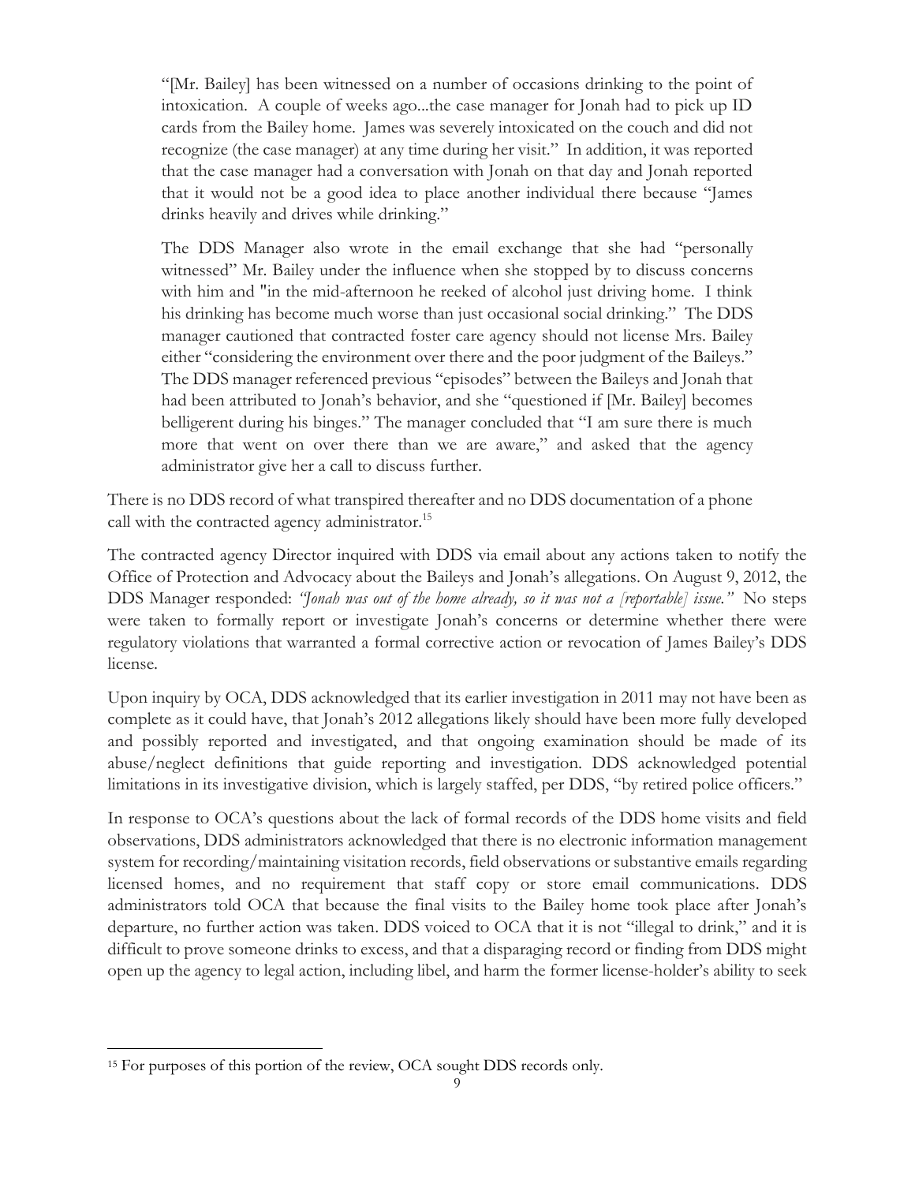> "[Mr. Bailey] has been witnessed on a number of occasions drinking to the point of intoxication. A couple of weeks ago...the case manager for Jonah had to pick up ID cards from the Bailey home. James was severely intoxicated on the couch and did not recognize (the case manager) at any time during her visit." In addition, it was reported that the case manager had a conversation with Jonah on that day and Jonah reported that it would not be a good idea to place another individual there because "James drinks heavily and drives while drinking."
>
> The DDS Manager also wrote in the email exchange that she had "personally witnessed" Mr. Bailey under the influence when she stopped by to discuss concerns with him and "in the mid-afternoon he reeked of alcohol just driving home. I think his drinking has become much worse than just occasional social drinking." The DDS manager cautioned that contracted foster care agency should not license Mrs. Bailey either "considering the environment over there and the poor judgment of the Baileys." The DDS manager referenced previous "episodes" between the Baileys and Jonah that had been attributed to Jonah's behavior, and she "questioned if [Mr. Bailey] becomes belligerent during his binges." The manager concluded that "I am sure there is much more that went on over there than we are aware," and asked that the agency administrator give her a call to discuss further.

There is no DDS record of what transpired thereafter and no DDS documentation of a phone call with the contracted agency administrator.[15]

The contracted agency Director inquired with DDS via email about any actions taken to notify the Office of Protection and Advocacy about the Baileys and Jonah's allegations. On August 9, 2012, the DDS Manager responded: *"Jonah was out of the home already, so it was not a [reportable] issue."* No steps were taken to formally report or investigate Jonah's concerns or determine whether there were regulatory violations that warranted a formal corrective action or revocation of James Bailey's DDS license.

Upon inquiry by OCA, DDS acknowledged that its earlier investigation in 2011 may not have been as complete as it could have, that Jonah's 2012 allegations likely should have been more fully developed and possibly reported and investigated, and that ongoing examination should be made of its abuse/neglect definitions that guide reporting and investigation. DDS acknowledged potential limitations in its investigative division, which is largely staffed, per DDS, "by retired police officers."

In response to OCA's questions about the lack of formal records of the DDS home visits and field observations, DDS administrators acknowledged that there is no electronic information management system for recording/maintaining visitation records, field observations or substantive emails regarding licensed homes, and no requirement that staff copy or store email communications. DDS administrators told OCA that because the final visits to the Bailey home took place after Jonah's departure, no further action was taken. DDS voiced to OCA that it is not "illegal to drink," and it is difficult to prove someone drinks to excess, and that a disparaging record or finding from DDS might open up the agency to legal action, including libel, and harm the former license-holder's ability to seek

---

[15] For purposes of this portion of the review, OCA sought DDS records only.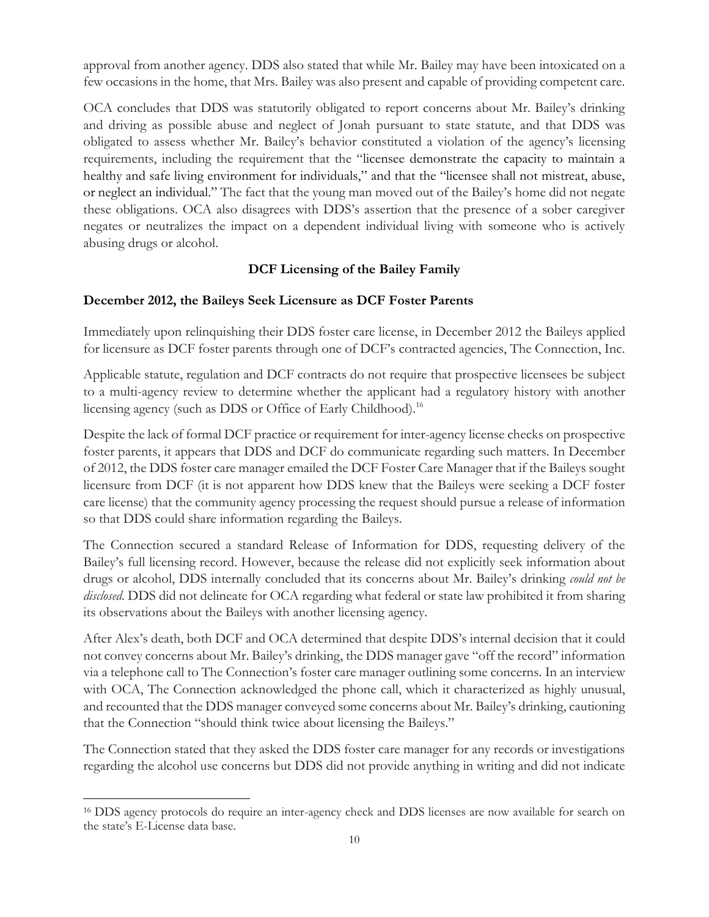approval from another agency. DDS also stated that while Mr. Bailey may have been intoxicated on a few occasions in the home, that Mrs. Bailey was also present and capable of providing competent care.

OCA concludes that DDS was statutorily obligated to report concerns about Mr. Bailey's drinking and driving as possible abuse and neglect of Jonah pursuant to state statute, and that DDS was obligated to assess whether Mr. Bailey's behavior constituted a violation of the agency's licensing requirements, including the requirement that the "licensee demonstrate the capacity to maintain a healthy and safe living environment for individuals," and that the "licensee shall not mistreat, abuse, or neglect an individual." The fact that the young man moved out of the Bailey's home did not negate these obligations. OCA also disagrees with DDS's assertion that the presence of a sober caregiver negates or neutralizes the impact on a dependent individual living with someone who is actively abusing drugs or alcohol.

## DCF Licensing of the Bailey Family

### December 2012, the Baileys Seek Licensure as DCF Foster Parents

Immediately upon relinquishing their DDS foster care license, in December 2012 the Baileys applied for licensure as DCF foster parents through one of DCF's contracted agencies, The Connection, Inc.

Applicable statute, regulation and DCF contracts do not require that prospective licensees be subject to a multi-agency review to determine whether the applicant had a regulatory history with another licensing agency (such as DDS or Office of Early Childhood).[16]

Despite the lack of formal DCF practice or requirement for inter-agency license checks on prospective foster parents, it appears that DDS and DCF do communicate regarding such matters. In December of 2012, the DDS foster care manager emailed the DCF Foster Care Manager that if the Baileys sought licensure from DCF (it is not apparent how DDS knew that the Baileys were seeking a DCF foster care license) that the community agency processing the request should pursue a release of information so that DDS could share information regarding the Baileys.

The Connection secured a standard Release of Information for DDS, requesting delivery of the Bailey's full licensing record. However, because the release did not explicitly seek information about drugs or alcohol, DDS internally concluded that its concerns about Mr. Bailey's drinking *could not be disclosed*. DDS did not delineate for OCA regarding what federal or state law prohibited it from sharing its observations about the Baileys with another licensing agency.

After Alex's death, both DCF and OCA determined that despite DDS's internal decision that it could not convey concerns about Mr. Bailey's drinking, the DDS manager gave "off the record" information via a telephone call to The Connection's foster care manager outlining some concerns. In an interview with OCA, The Connection acknowledged the phone call, which it characterized as highly unusual, and recounted that the DDS manager conveyed some concerns about Mr. Bailey's drinking, cautioning that the Connection "should think twice about licensing the Baileys."

The Connection stated that they asked the DDS foster care manager for any records or investigations regarding the alcohol use concerns but DDS did not provide anything in writing and did not indicate

---

[16] DDS agency protocols do require an inter-agency check and DDS licenses are now available for search on the state's E-License data base.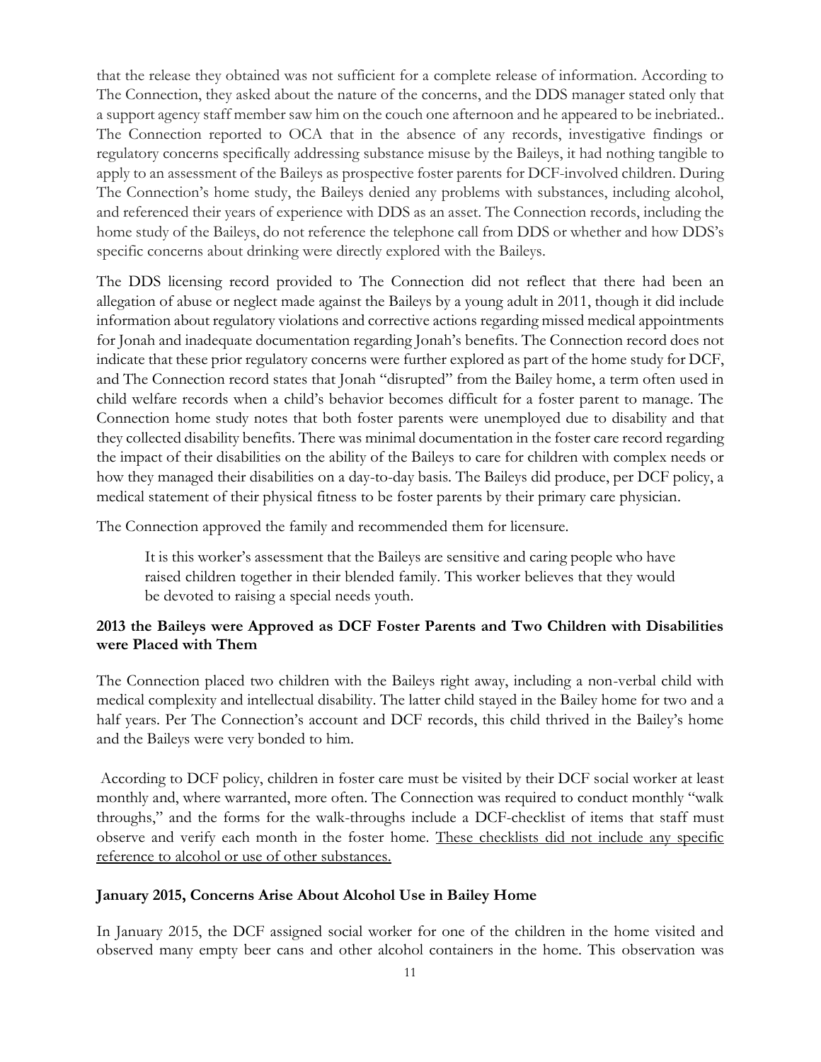that the release they obtained was not sufficient for a complete release of information. According to The Connection, they asked about the nature of the concerns, and the DDS manager stated only that a support agency staff member saw him on the couch one afternoon and he appeared to be inebriated.. The Connection reported to OCA that in the absence of any records, investigative findings or regulatory concerns specifically addressing substance misuse by the Baileys, it had nothing tangible to apply to an assessment of the Baileys as prospective foster parents for DCF-involved children. During The Connection's home study, the Baileys denied any problems with substances, including alcohol, and referenced their years of experience with DDS as an asset. The Connection records, including the home study of the Baileys, do not reference the telephone call from DDS or whether and how DDS's specific concerns about drinking were directly explored with the Baileys.

The DDS licensing record provided to The Connection did not reflect that there had been an allegation of abuse or neglect made against the Baileys by a young adult in 2011, though it did include information about regulatory violations and corrective actions regarding missed medical appointments for Jonah and inadequate documentation regarding Jonah's benefits. The Connection record does not indicate that these prior regulatory concerns were further explored as part of the home study for DCF, and The Connection record states that Jonah "disrupted" from the Bailey home, a term often used in child welfare records when a child's behavior becomes difficult for a foster parent to manage. The Connection home study notes that both foster parents were unemployed due to disability and that they collected disability benefits. There was minimal documentation in the foster care record regarding the impact of their disabilities on the ability of the Baileys to care for children with complex needs or how they managed their disabilities on a day-to-day basis. The Baileys did produce, per DCF policy, a medical statement of their physical fitness to be foster parents by their primary care physician.

The Connection approved the family and recommended them for licensure.

> It is this worker's assessment that the Baileys are sensitive and caring people who have raised children together in their blended family. This worker believes that they would be devoted to raising a special needs youth.

**2013 the Baileys were Approved as DCF Foster Parents and Two Children with Disabilities were Placed with Them**

The Connection placed two children with the Baileys right away, including a non-verbal child with medical complexity and intellectual disability. The latter child stayed in the Bailey home for two and a half years. Per The Connection's account and DCF records, this child thrived in the Bailey's home and the Baileys were very bonded to him.

According to DCF policy, children in foster care must be visited by their DCF social worker at least monthly and, where warranted, more often. The Connection was required to conduct monthly "walk throughs," and the forms for the walk-throughs include a DCF-checklist of items that staff must observe and verify each month in the foster home. <u>These checklists did not include any specific reference to alcohol or use of other substances.</u>

**January 2015, Concerns Arise About Alcohol Use in Bailey Home**

In January 2015, the DCF assigned social worker for one of the children in the home visited and observed many empty beer cans and other alcohol containers in the home. This observation was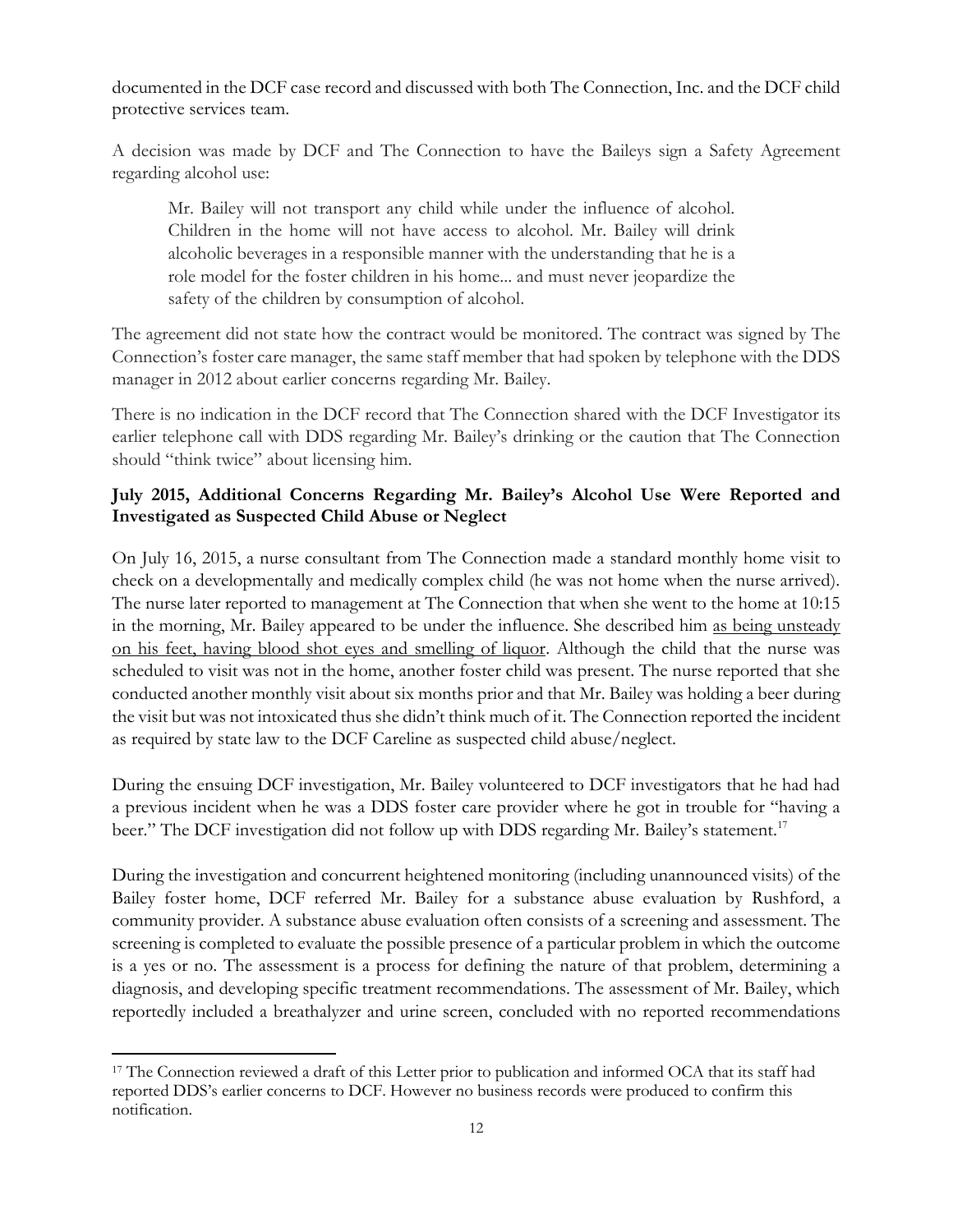documented in the DCF case record and discussed with both The Connection, Inc. and the DCF child protective services team.

A decision was made by DCF and The Connection to have the Baileys sign a Safety Agreement regarding alcohol use:

> Mr. Bailey will not transport any child while under the influence of alcohol. Children in the home will not have access to alcohol. Mr. Bailey will drink alcoholic beverages in a responsible manner with the understanding that he is a role model for the foster children in his home... and must never jeopardize the safety of the children by consumption of alcohol.

The agreement did not state how the contract would be monitored. The contract was signed by The Connection's foster care manager, the same staff member that had spoken by telephone with the DDS manager in 2012 about earlier concerns regarding Mr. Bailey.

There is no indication in the DCF record that The Connection shared with the DCF Investigator its earlier telephone call with DDS regarding Mr. Bailey's drinking or the caution that The Connection should "think twice" about licensing him.

**July 2015, Additional Concerns Regarding Mr. Bailey's Alcohol Use Were Reported and Investigated as Suspected Child Abuse or Neglect**

On July 16, 2015, a nurse consultant from The Connection made a standard monthly home visit to check on a developmentally and medically complex child (he was not home when the nurse arrived). The nurse later reported to management at The Connection that when she went to the home at 10:15 in the morning, Mr. Bailey appeared to be under the influence. She described him as being unsteady on his feet, having blood shot eyes and smelling of liquor. Although the child that the nurse was scheduled to visit was not in the home, another foster child was present. The nurse reported that she conducted another monthly visit about six months prior and that Mr. Bailey was holding a beer during the visit but was not intoxicated thus she didn't think much of it. The Connection reported the incident as required by state law to the DCF Careline as suspected child abuse/neglect.

During the ensuing DCF investigation, Mr. Bailey volunteered to DCF investigators that he had had a previous incident when he was a DDS foster care provider where he got in trouble for "having a beer." The DCF investigation did not follow up with DDS regarding Mr. Bailey's statement.[17]

During the investigation and concurrent heightened monitoring (including unannounced visits) of the Bailey foster home, DCF referred Mr. Bailey for a substance abuse evaluation by Rushford, a community provider. A substance abuse evaluation often consists of a screening and assessment. The screening is completed to evaluate the possible presence of a particular problem in which the outcome is a yes or no. The assessment is a process for defining the nature of that problem, determining a diagnosis, and developing specific treatment recommendations. The assessment of Mr. Bailey, which reportedly included a breathalyzer and urine screen, concluded with no reported recommendations

[17] The Connection reviewed a draft of this Letter prior to publication and informed OCA that its staff had reported DDS's earlier concerns to DCF. However no business records were produced to confirm this notification.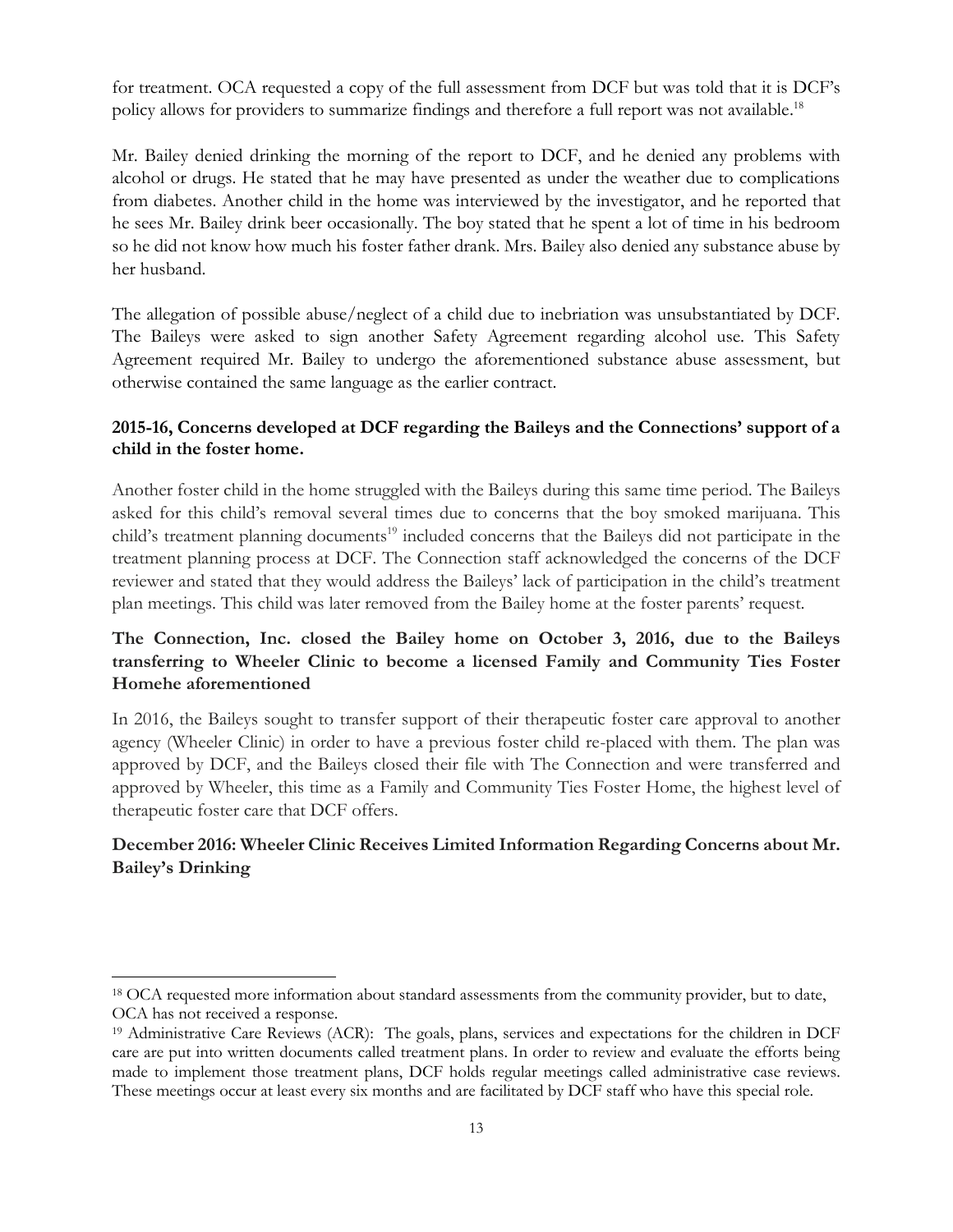for treatment. OCA requested a copy of the full assessment from DCF but was told that it is DCF's policy allows for providers to summarize findings and therefore a full report was not available.[18]

Mr. Bailey denied drinking the morning of the report to DCF, and he denied any problems with alcohol or drugs. He stated that he may have presented as under the weather due to complications from diabetes. Another child in the home was interviewed by the investigator, and he reported that he sees Mr. Bailey drink beer occasionally. The boy stated that he spent a lot of time in his bedroom so he did not know how much his foster father drank. Mrs. Bailey also denied any substance abuse by her husband.

The allegation of possible abuse/neglect of a child due to inebriation was unsubstantiated by DCF. The Baileys were asked to sign another Safety Agreement regarding alcohol use. This Safety Agreement required Mr. Bailey to undergo the aforementioned substance abuse assessment, but otherwise contained the same language as the earlier contract.

**2015-16, Concerns developed at DCF regarding the Baileys and the Connections' support of a child in the foster home.**

Another foster child in the home struggled with the Baileys during this same time period. The Baileys asked for this child's removal several times due to concerns that the boy smoked marijuana. This child's treatment planning documents[19] included concerns that the Baileys did not participate in the treatment planning process at DCF. The Connection staff acknowledged the concerns of the DCF reviewer and stated that they would address the Baileys' lack of participation in the child's treatment plan meetings. This child was later removed from the Bailey home at the foster parents' request.

**The Connection, Inc. closed the Bailey home on October 3, 2016, due to the Baileys transferring to Wheeler Clinic to become a licensed Family and Community Ties Foster Homehe aforementioned**

In 2016, the Baileys sought to transfer support of their therapeutic foster care approval to another agency (Wheeler Clinic) in order to have a previous foster child re-placed with them. The plan was approved by DCF, and the Baileys closed their file with The Connection and were transferred and approved by Wheeler, this time as a Family and Community Ties Foster Home, the highest level of therapeutic foster care that DCF offers.

**December 2016: Wheeler Clinic Receives Limited Information Regarding Concerns about Mr. Bailey's Drinking**

---

[18] OCA requested more information about standard assessments from the community provider, but to date, OCA has not received a response.

[19] Administrative Care Reviews (ACR): The goals, plans, services and expectations for the children in DCF care are put into written documents called treatment plans. In order to review and evaluate the efforts being made to implement those treatment plans, DCF holds regular meetings called administrative case reviews. These meetings occur at least every six months and are facilitated by DCF staff who have this special role.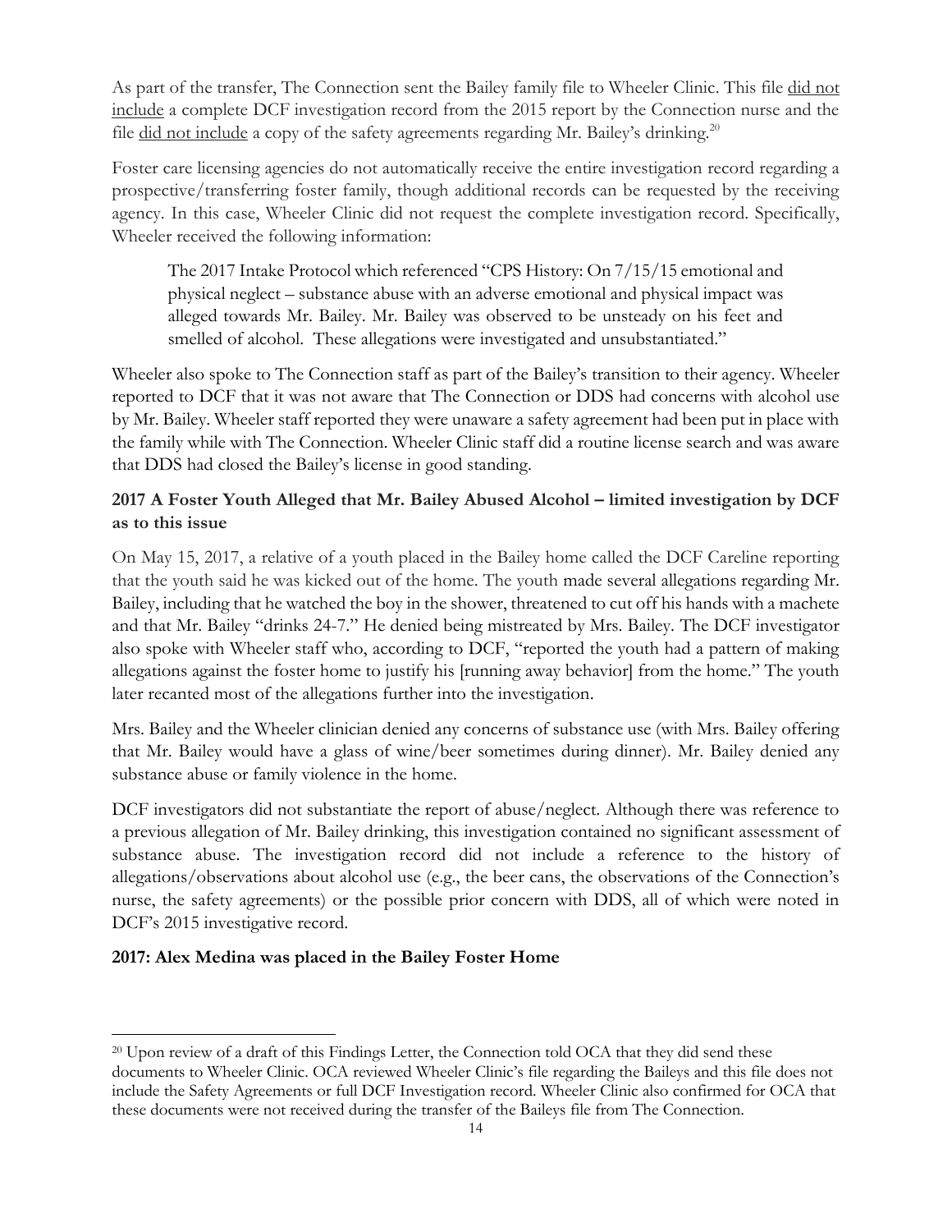As part of the transfer, The Connection sent the Bailey family file to Wheeler Clinic. This file did not include a complete DCF investigation record from the 2015 report by the Connection nurse and the file did not include a copy of the safety agreements regarding Mr. Bailey's drinking.[20]

Foster care licensing agencies do not automatically receive the entire investigation record regarding a prospective/transferring foster family, though additional records can be requested by the receiving agency. In this case, Wheeler Clinic did not request the complete investigation record. Specifically, Wheeler received the following information:

> The 2017 Intake Protocol which referenced "CPS History: On 7/15/15 emotional and physical neglect – substance abuse with an adverse emotional and physical impact was alleged towards Mr. Bailey. Mr. Bailey was observed to be unsteady on his feet and smelled of alcohol. These allegations were investigated and unsubstantiated."

Wheeler also spoke to The Connection staff as part of the Bailey's transition to their agency. Wheeler reported to DCF that it was not aware that The Connection or DDS had concerns with alcohol use by Mr. Bailey. Wheeler staff reported they were unaware a safety agreement had been put in place with the family while with The Connection. Wheeler Clinic staff did a routine license search and was aware that DDS had closed the Bailey's license in good standing.

**2017 A Foster Youth Alleged that Mr. Bailey Abused Alcohol – limited investigation by DCF as to this issue**

On May 15, 2017, a relative of a youth placed in the Bailey home called the DCF Careline reporting that the youth said he was kicked out of the home. The youth made several allegations regarding Mr. Bailey, including that he watched the boy in the shower, threatened to cut off his hands with a machete and that Mr. Bailey "drinks 24-7." He denied being mistreated by Mrs. Bailey. The DCF investigator also spoke with Wheeler staff who, according to DCF, "reported the youth had a pattern of making allegations against the foster home to justify his [running away behavior] from the home." The youth later recanted most of the allegations further into the investigation.

Mrs. Bailey and the Wheeler clinician denied any concerns of substance use (with Mrs. Bailey offering that Mr. Bailey would have a glass of wine/beer sometimes during dinner). Mr. Bailey denied any substance abuse or family violence in the home.

DCF investigators did not substantiate the report of abuse/neglect. Although there was reference to a previous allegation of Mr. Bailey drinking, this investigation contained no significant assessment of substance abuse. The investigation record did not include a reference to the history of allegations/observations about alcohol use (e.g., the beer cans, the observations of the Connection's nurse, the safety agreements) or the possible prior concern with DDS, all of which were noted in DCF's 2015 investigative record.

**2017: Alex Medina was placed in the Bailey Foster Home**

[20] Upon review of a draft of this Findings Letter, the Connection told OCA that they did send these documents to Wheeler Clinic. OCA reviewed Wheeler Clinic's file regarding the Baileys and this file does not include the Safety Agreements or full DCF Investigation record. Wheeler Clinic also confirmed for OCA that these documents were not received during the transfer of the Baileys file from The Connection.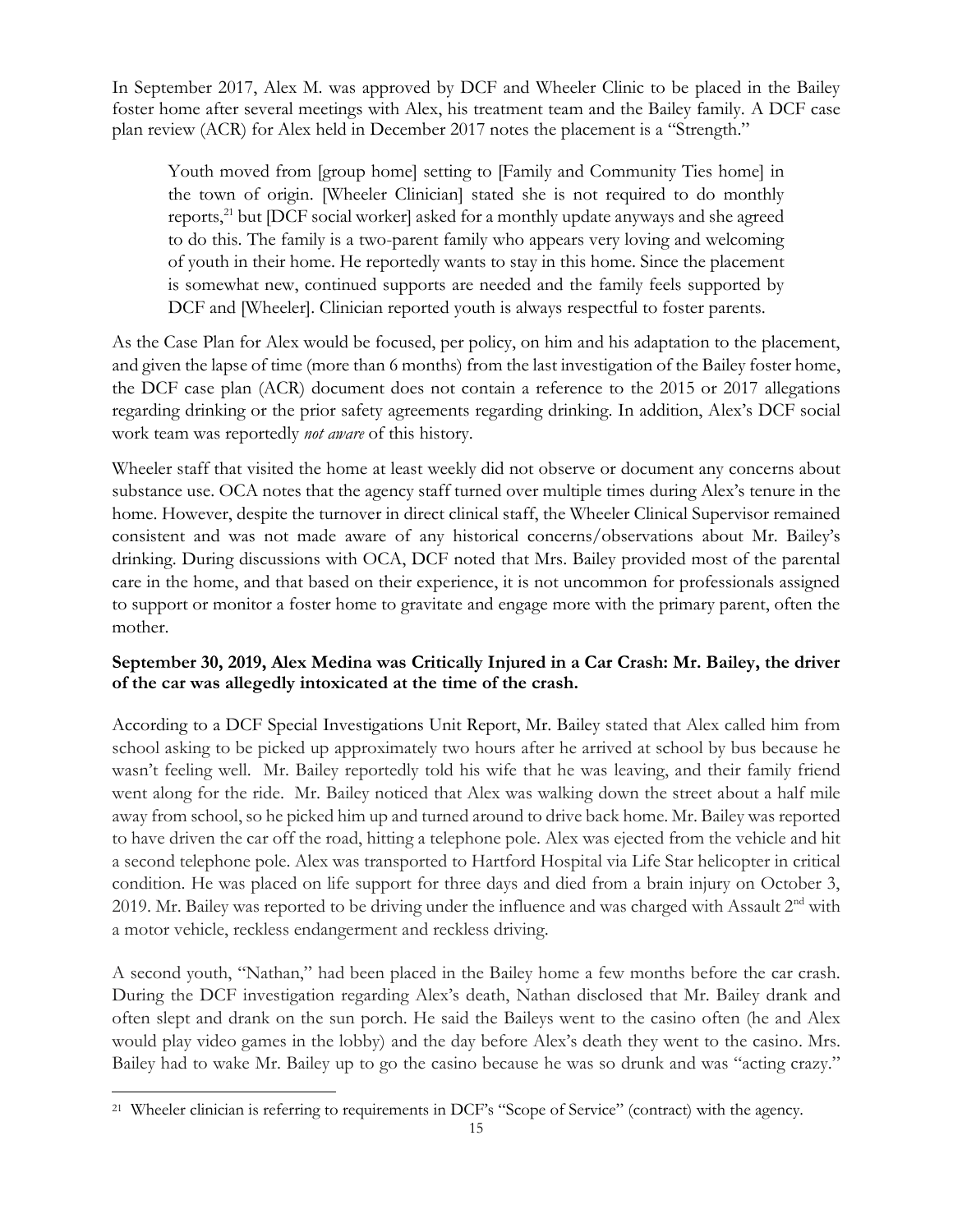In September 2017, Alex M. was approved by DCF and Wheeler Clinic to be placed in the Bailey foster home after several meetings with Alex, his treatment team and the Bailey family. A DCF case plan review (ACR) for Alex held in December 2017 notes the placement is a "Strength."

> Youth moved from [group home] setting to [Family and Community Ties home] in the town of origin. [Wheeler Clinician] stated she is not required to do monthly reports,[21] but [DCF social worker] asked for a monthly update anyways and she agreed to do this. The family is a two-parent family who appears very loving and welcoming of youth in their home. He reportedly wants to stay in this home. Since the placement is somewhat new, continued supports are needed and the family feels supported by DCF and [Wheeler]. Clinician reported youth is always respectful to foster parents.

As the Case Plan for Alex would be focused, per policy, on him and his adaptation to the placement, and given the lapse of time (more than 6 months) from the last investigation of the Bailey foster home, the DCF case plan (ACR) document does not contain a reference to the 2015 or 2017 allegations regarding drinking or the prior safety agreements regarding drinking. In addition, Alex's DCF social work team was reportedly *not aware* of this history.

Wheeler staff that visited the home at least weekly did not observe or document any concerns about substance use. OCA notes that the agency staff turned over multiple times during Alex's tenure in the home. However, despite the turnover in direct clinical staff, the Wheeler Clinical Supervisor remained consistent and was not made aware of any historical concerns/observations about Mr. Bailey's drinking. During discussions with OCA, DCF noted that Mrs. Bailey provided most of the parental care in the home, and that based on their experience, it is not uncommon for professionals assigned to support or monitor a foster home to gravitate and engage more with the primary parent, often the mother.

**September 30, 2019, Alex Medina was Critically Injured in a Car Crash: Mr. Bailey, the driver of the car was allegedly intoxicated at the time of the crash.**

According to a DCF Special Investigations Unit Report, Mr. Bailey stated that Alex called him from school asking to be picked up approximately two hours after he arrived at school by bus because he wasn't feeling well. Mr. Bailey reportedly told his wife that he was leaving, and their family friend went along for the ride. Mr. Bailey noticed that Alex was walking down the street about a half mile away from school, so he picked him up and turned around to drive back home. Mr. Bailey was reported to have driven the car off the road, hitting a telephone pole. Alex was ejected from the vehicle and hit a second telephone pole. Alex was transported to Hartford Hospital via Life Star helicopter in critical condition. He was placed on life support for three days and died from a brain injury on October 3, 2019. Mr. Bailey was reported to be driving under the influence and was charged with Assault 2nd with a motor vehicle, reckless endangerment and reckless driving.

A second youth, "Nathan," had been placed in the Bailey home a few months before the car crash. During the DCF investigation regarding Alex's death, Nathan disclosed that Mr. Bailey drank and often slept and drank on the sun porch. He said the Baileys went to the casino often (he and Alex would play video games in the lobby) and the day before Alex's death they went to the casino. Mrs. Bailey had to wake Mr. Bailey up to go the casino because he was so drunk and was "acting crazy."

[21] Wheeler clinician is referring to requirements in DCF's "Scope of Service" (contract) with the agency.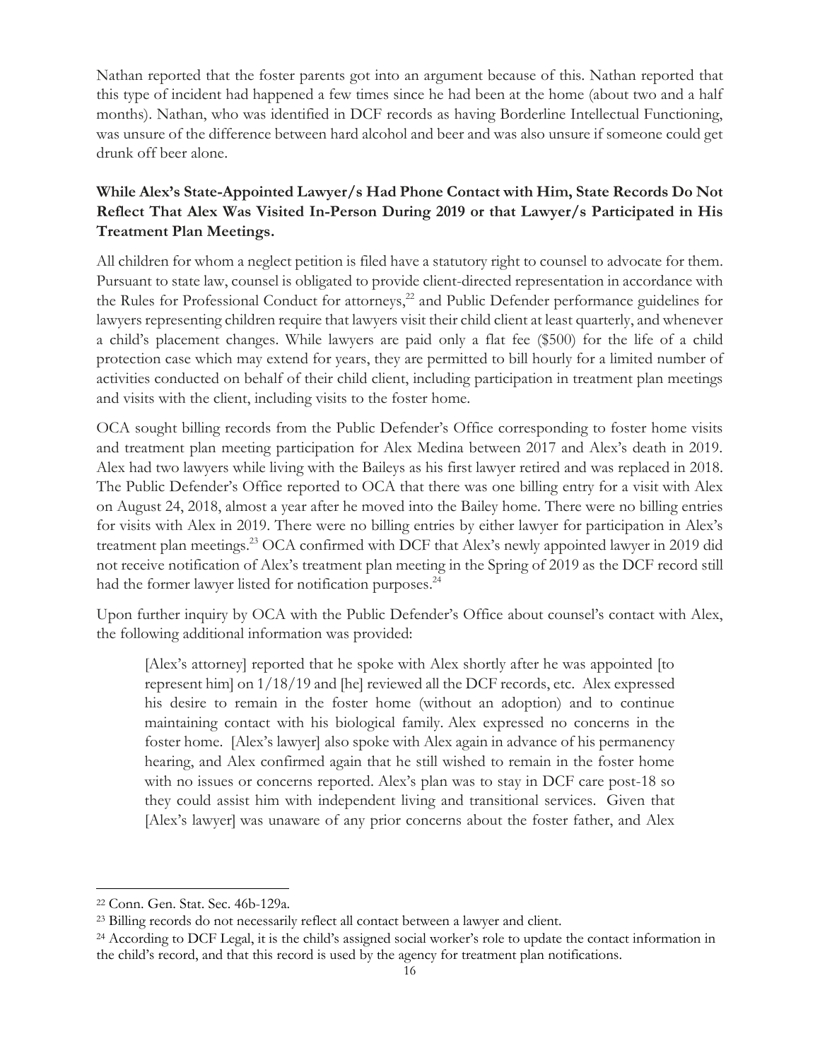Nathan reported that the foster parents got into an argument because of this. Nathan reported that this type of incident had happened a few times since he had been at the home (about two and a half months). Nathan, who was identified in DCF records as having Borderline Intellectual Functioning, was unsure of the difference between hard alcohol and beer and was also unsure if someone could get drunk off beer alone.

### While Alex's State-Appointed Lawyer/s Had Phone Contact with Him, State Records Do Not Reflect That Alex Was Visited In-Person During 2019 or that Lawyer/s Participated in His Treatment Plan Meetings.

All children for whom a neglect petition is filed have a statutory right to counsel to advocate for them. Pursuant to state law, counsel is obligated to provide client-directed representation in accordance with the Rules for Professional Conduct for attorneys,[22] and Public Defender performance guidelines for lawyers representing children require that lawyers visit their child client at least quarterly, and whenever a child's placement changes. While lawyers are paid only a flat fee ($500) for the life of a child protection case which may extend for years, they are permitted to bill hourly for a limited number of activities conducted on behalf of their child client, including participation in treatment plan meetings and visits with the client, including visits to the foster home.

OCA sought billing records from the Public Defender's Office corresponding to foster home visits and treatment plan meeting participation for Alex Medina between 2017 and Alex's death in 2019. Alex had two lawyers while living with the Baileys as his first lawyer retired and was replaced in 2018. The Public Defender's Office reported to OCA that there was one billing entry for a visit with Alex on August 24, 2018, almost a year after he moved into the Bailey home. There were no billing entries for visits with Alex in 2019. There were no billing entries by either lawyer for participation in Alex's treatment plan meetings.[23] OCA confirmed with DCF that Alex's newly appointed lawyer in 2019 did not receive notification of Alex's treatment plan meeting in the Spring of 2019 as the DCF record still had the former lawyer listed for notification purposes.[24]

Upon further inquiry by OCA with the Public Defender's Office about counsel's contact with Alex, the following additional information was provided:

> [Alex's attorney] reported that he spoke with Alex shortly after he was appointed [to represent him] on 1/18/19 and [he] reviewed all the DCF records, etc. Alex expressed his desire to remain in the foster home (without an adoption) and to continue maintaining contact with his biological family. Alex expressed no concerns in the foster home. [Alex's lawyer] also spoke with Alex again in advance of his permanency hearing, and Alex confirmed again that he still wished to remain in the foster home with no issues or concerns reported. Alex's plan was to stay in DCF care post-18 so they could assist him with independent living and transitional services. Given that [Alex's lawyer] was unaware of any prior concerns about the foster father, and Alex

---

[22] Conn. Gen. Stat. Sec. 46b-129a.

[23] Billing records do not necessarily reflect all contact between a lawyer and client.

[24] According to DCF Legal, it is the child's assigned social worker's role to update the contact information in the child's record, and that this record is used by the agency for treatment plan notifications.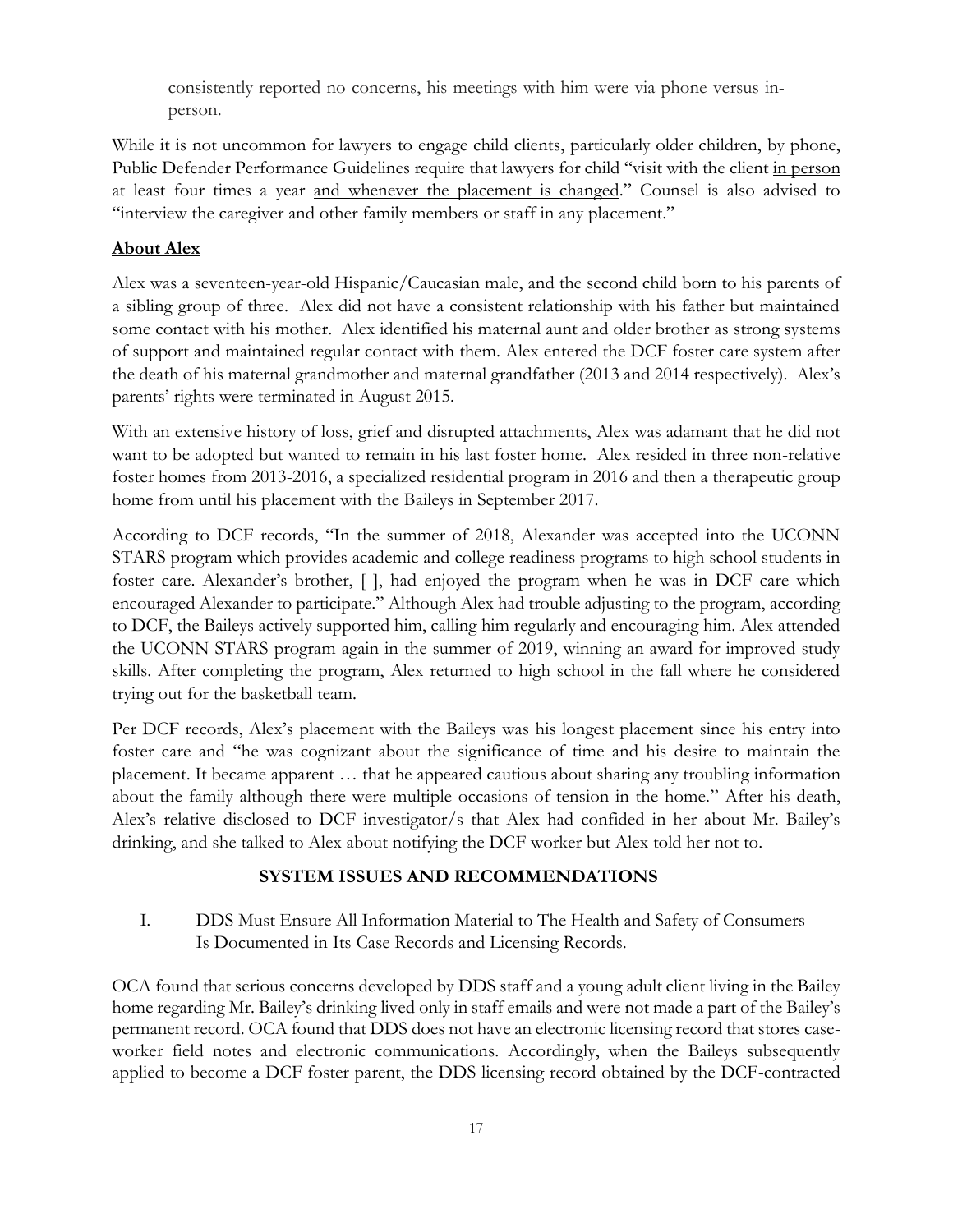consistently reported no concerns, his meetings with him were via phone versus in-person.

While it is not uncommon for lawyers to engage child clients, particularly older children, by phone, Public Defender Performance Guidelines require that lawyers for child "visit with the client in person at least four times a year and whenever the placement is changed." Counsel is also advised to "interview the caregiver and other family members or staff in any placement."

## About Alex

Alex was a seventeen-year-old Hispanic/Caucasian male, and the second child born to his parents of a sibling group of three. Alex did not have a consistent relationship with his father but maintained some contact with his mother. Alex identified his maternal aunt and older brother as strong systems of support and maintained regular contact with them. Alex entered the DCF foster care system after the death of his maternal grandmother and maternal grandfather (2013 and 2014 respectively). Alex's parents' rights were terminated in August 2015.

With an extensive history of loss, grief and disrupted attachments, Alex was adamant that he did not want to be adopted but wanted to remain in his last foster home. Alex resided in three non-relative foster homes from 2013-2016, a specialized residential program in 2016 and then a therapeutic group home from until his placement with the Baileys in September 2017.

According to DCF records, "In the summer of 2018, Alexander was accepted into the UCONN STARS program which provides academic and college readiness programs to high school students in foster care. Alexander's brother, [ ], had enjoyed the program when he was in DCF care which encouraged Alexander to participate." Although Alex had trouble adjusting to the program, according to DCF, the Baileys actively supported him, calling him regularly and encouraging him. Alex attended the UCONN STARS program again in the summer of 2019, winning an award for improved study skills. After completing the program, Alex returned to high school in the fall where he considered trying out for the basketball team.

Per DCF records, Alex's placement with the Baileys was his longest placement since his entry into foster care and "he was cognizant about the significance of time and his desire to maintain the placement. It became apparent … that he appeared cautious about sharing any troubling information about the family although there were multiple occasions of tension in the home." After his death, Alex's relative disclosed to DCF investigator/s that Alex had confided in her about Mr. Bailey's drinking, and she talked to Alex about notifying the DCF worker but Alex told her not to.

## SYSTEM ISSUES AND RECOMMENDATIONS

I. DDS Must Ensure All Information Material to The Health and Safety of Consumers Is Documented in Its Case Records and Licensing Records.

OCA found that serious concerns developed by DDS staff and a young adult client living in the Bailey home regarding Mr. Bailey's drinking lived only in staff emails and were not made a part of the Bailey's permanent record. OCA found that DDS does not have an electronic licensing record that stores case-worker field notes and electronic communications. Accordingly, when the Baileys subsequently applied to become a DCF foster parent, the DDS licensing record obtained by the DCF-contracted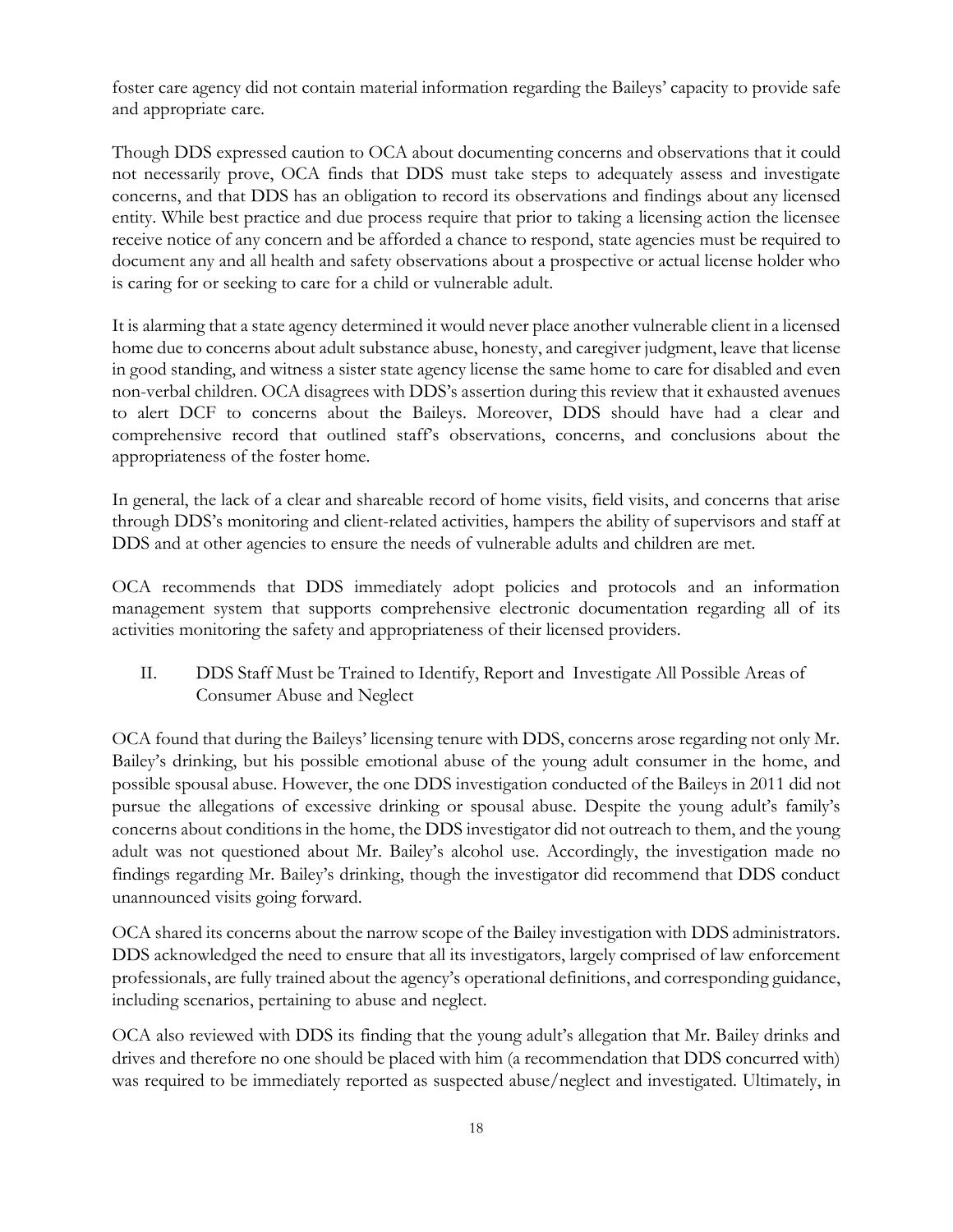foster care agency did not contain material information regarding the Baileys' capacity to provide safe and appropriate care.

Though DDS expressed caution to OCA about documenting concerns and observations that it could not necessarily prove, OCA finds that DDS must take steps to adequately assess and investigate concerns, and that DDS has an obligation to record its observations and findings about any licensed entity. While best practice and due process require that prior to taking a licensing action the licensee receive notice of any concern and be afforded a chance to respond, state agencies must be required to document any and all health and safety observations about a prospective or actual license holder who is caring for or seeking to care for a child or vulnerable adult.

It is alarming that a state agency determined it would never place another vulnerable client in a licensed home due to concerns about adult substance abuse, honesty, and caregiver judgment, leave that license in good standing, and witness a sister state agency license the same home to care for disabled and even non-verbal children. OCA disagrees with DDS's assertion during this review that it exhausted avenues to alert DCF to concerns about the Baileys. Moreover, DDS should have had a clear and comprehensive record that outlined staff's observations, concerns, and conclusions about the appropriateness of the foster home.

In general, the lack of a clear and shareable record of home visits, field visits, and concerns that arise through DDS's monitoring and client-related activities, hampers the ability of supervisors and staff at DDS and at other agencies to ensure the needs of vulnerable adults and children are met.

OCA recommends that DDS immediately adopt policies and protocols and an information management system that supports comprehensive electronic documentation regarding all of its activities monitoring the safety and appropriateness of their licensed providers.

## II. DDS Staff Must be Trained to Identify, Report and Investigate All Possible Areas of Consumer Abuse and Neglect

OCA found that during the Baileys' licensing tenure with DDS, concerns arose regarding not only Mr. Bailey's drinking, but his possible emotional abuse of the young adult consumer in the home, and possible spousal abuse. However, the one DDS investigation conducted of the Baileys in 2011 did not pursue the allegations of excessive drinking or spousal abuse. Despite the young adult's family's concerns about conditions in the home, the DDS investigator did not outreach to them, and the young adult was not questioned about Mr. Bailey's alcohol use. Accordingly, the investigation made no findings regarding Mr. Bailey's drinking, though the investigator did recommend that DDS conduct unannounced visits going forward.

OCA shared its concerns about the narrow scope of the Bailey investigation with DDS administrators. DDS acknowledged the need to ensure that all its investigators, largely comprised of law enforcement professionals, are fully trained about the agency's operational definitions, and corresponding guidance, including scenarios, pertaining to abuse and neglect.

OCA also reviewed with DDS its finding that the young adult's allegation that Mr. Bailey drinks and drives and therefore no one should be placed with him (a recommendation that DDS concurred with) was required to be immediately reported as suspected abuse/neglect and investigated. Ultimately, in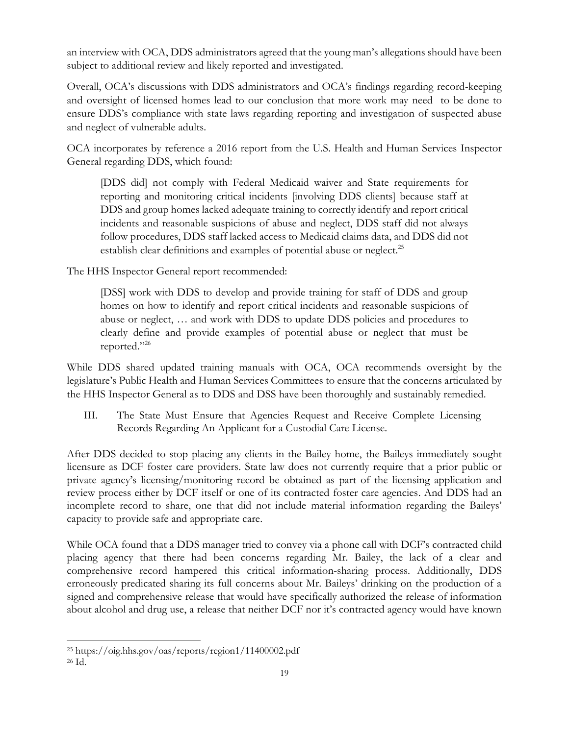an interview with OCA, DDS administrators agreed that the young man's allegations should have been subject to additional review and likely reported and investigated.

Overall, OCA's discussions with DDS administrators and OCA's findings regarding record-keeping and oversight of licensed homes lead to our conclusion that more work may need to be done to ensure DDS's compliance with state laws regarding reporting and investigation of suspected abuse and neglect of vulnerable adults.

OCA incorporates by reference a 2016 report from the U.S. Health and Human Services Inspector General regarding DDS, which found:

> [DDS did] not comply with Federal Medicaid waiver and State requirements for reporting and monitoring critical incidents [involving DDS clients] because staff at DDS and group homes lacked adequate training to correctly identify and report critical incidents and reasonable suspicions of abuse and neglect, DDS staff did not always follow procedures, DDS staff lacked access to Medicaid claims data, and DDS did not establish clear definitions and examples of potential abuse or neglect.[25]

The HHS Inspector General report recommended:

> [DSS] work with DDS to develop and provide training for staff of DDS and group homes on how to identify and report critical incidents and reasonable suspicions of abuse or neglect, … and work with DDS to update DDS policies and procedures to clearly define and provide examples of potential abuse or neglect that must be reported."[26]

While DDS shared updated training manuals with OCA, OCA recommends oversight by the legislature's Public Health and Human Services Committees to ensure that the concerns articulated by the HHS Inspector General as to DDS and DSS have been thoroughly and sustainably remedied.

## III. The State Must Ensure that Agencies Request and Receive Complete Licensing Records Regarding An Applicant for a Custodial Care License.

After DDS decided to stop placing any clients in the Bailey home, the Baileys immediately sought licensure as DCF foster care providers. State law does not currently require that a prior public or private agency's licensing/monitoring record be obtained as part of the licensing application and review process either by DCF itself or one of its contracted foster care agencies. And DDS had an incomplete record to share, one that did not include material information regarding the Baileys' capacity to provide safe and appropriate care.

While OCA found that a DDS manager tried to convey via a phone call with DCF's contracted child placing agency that there had been concerns regarding Mr. Bailey, the lack of a clear and comprehensive record hampered this critical information-sharing process. Additionally, DDS erroneously predicated sharing its full concerns about Mr. Baileys' drinking on the production of a signed and comprehensive release that would have specifically authorized the release of information about alcohol and drug use, a release that neither DCF nor it's contracted agency would have known

---

[25] https://oig.hhs.gov/oas/reports/region1/11400002.pdf

[26] Id.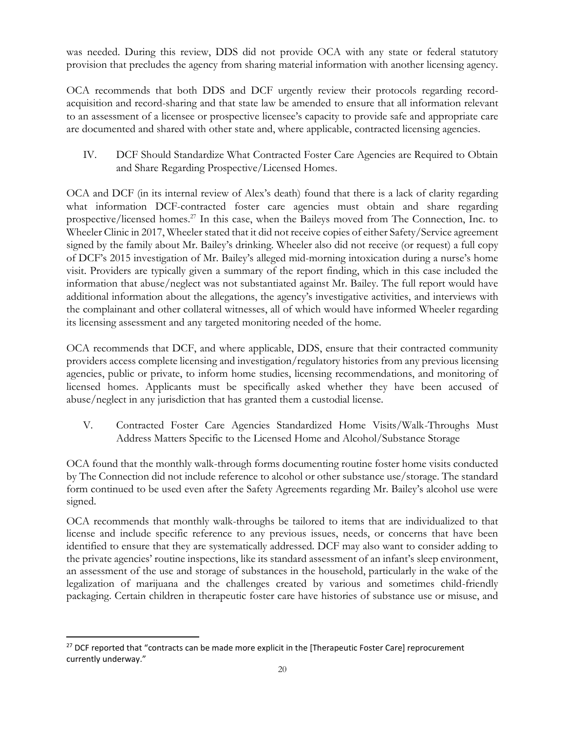was needed. During this review, DDS did not provide OCA with any state or federal statutory provision that precludes the agency from sharing material information with another licensing agency.

OCA recommends that both DDS and DCF urgently review their protocols regarding record-acquisition and record-sharing and that state law be amended to ensure that all information relevant to an assessment of a licensee or prospective licensee's capacity to provide safe and appropriate care are documented and shared with other state and, where applicable, contracted licensing agencies.

## IV. DCF Should Standardize What Contracted Foster Care Agencies are Required to Obtain and Share Regarding Prospective/Licensed Homes.

OCA and DCF (in its internal review of Alex's death) found that there is a lack of clarity regarding what information DCF-contracted foster care agencies must obtain and share regarding prospective/licensed homes.[27] In this case, when the Baileys moved from The Connection, Inc. to Wheeler Clinic in 2017, Wheeler stated that it did not receive copies of either Safety/Service agreement signed by the family about Mr. Bailey's drinking. Wheeler also did not receive (or request) a full copy of DCF's 2015 investigation of Mr. Bailey's alleged mid-morning intoxication during a nurse's home visit. Providers are typically given a summary of the report finding, which in this case included the information that abuse/neglect was not substantiated against Mr. Bailey. The full report would have additional information about the allegations, the agency's investigative activities, and interviews with the complainant and other collateral witnesses, all of which would have informed Wheeler regarding its licensing assessment and any targeted monitoring needed of the home.

OCA recommends that DCF, and where applicable, DDS, ensure that their contracted community providers access complete licensing and investigation/regulatory histories from any previous licensing agencies, public or private, to inform home studies, licensing recommendations, and monitoring of licensed homes. Applicants must be specifically asked whether they have been accused of abuse/neglect in any jurisdiction that has granted them a custodial license.

## V. Contracted Foster Care Agencies Standardized Home Visits/Walk-Throughs Must Address Matters Specific to the Licensed Home and Alcohol/Substance Storage

OCA found that the monthly walk-through forms documenting routine foster home visits conducted by The Connection did not include reference to alcohol or other substance use/storage. The standard form continued to be used even after the Safety Agreements regarding Mr. Bailey's alcohol use were signed.

OCA recommends that monthly walk-throughs be tailored to items that are individualized to that license and include specific reference to any previous issues, needs, or concerns that have been identified to ensure that they are systematically addressed. DCF may also want to consider adding to the private agencies' routine inspections, like its standard assessment of an infant's sleep environment, an assessment of the use and storage of substances in the household, particularly in the wake of the legalization of marijuana and the challenges created by various and sometimes child-friendly packaging. Certain children in therapeutic foster care have histories of substance use or misuse, and

---

[27] DCF reported that "contracts can be made more explicit in the [Therapeutic Foster Care] reprocurement currently underway."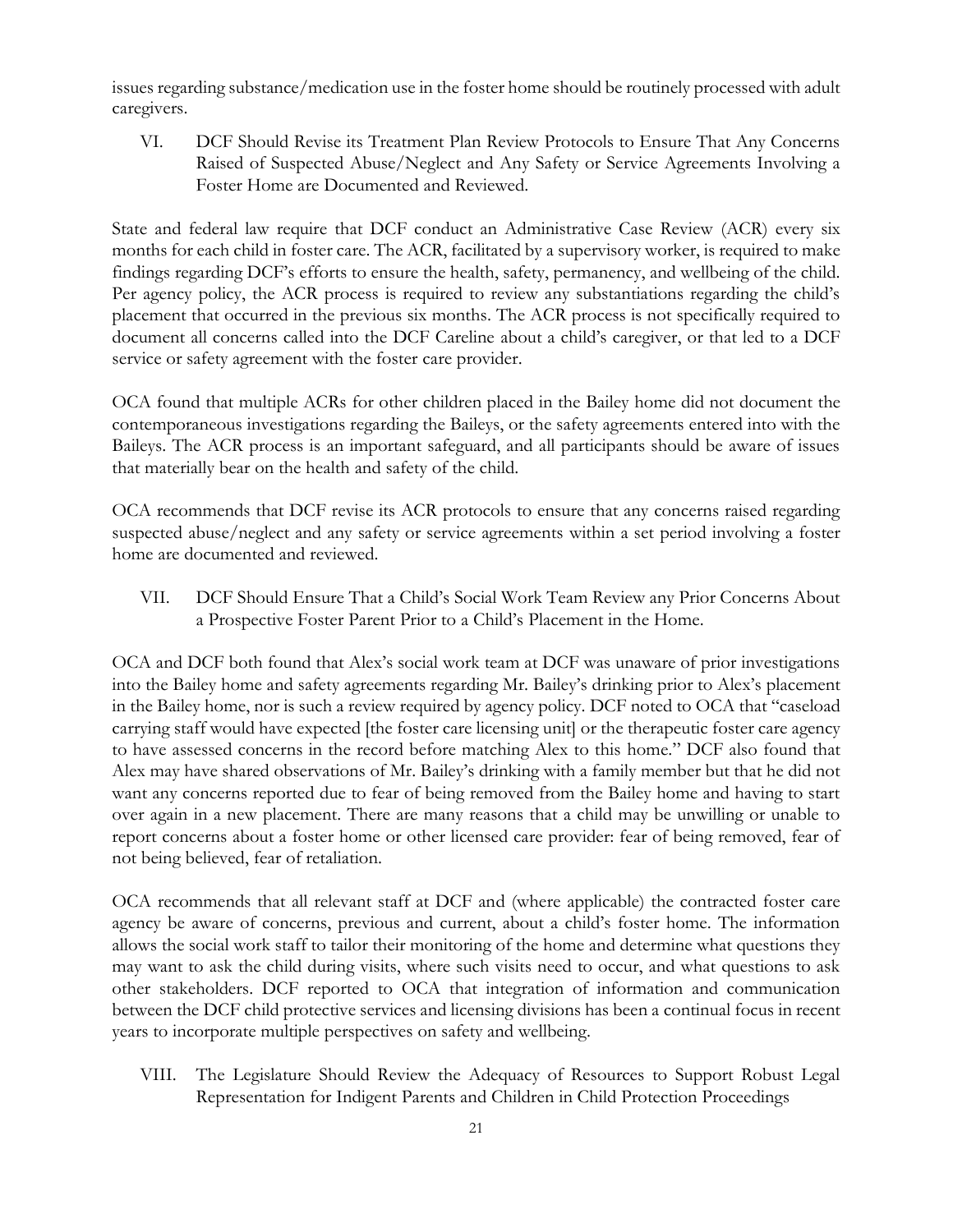issues regarding substance/medication use in the foster home should be routinely processed with adult caregivers.

### VI. DCF Should Revise its Treatment Plan Review Protocols to Ensure That Any Concerns Raised of Suspected Abuse/Neglect and Any Safety or Service Agreements Involving a Foster Home are Documented and Reviewed.

State and federal law require that DCF conduct an Administrative Case Review (ACR) every six months for each child in foster care. The ACR, facilitated by a supervisory worker, is required to make findings regarding DCF's efforts to ensure the health, safety, permanency, and wellbeing of the child. Per agency policy, the ACR process is required to review any substantiations regarding the child's placement that occurred in the previous six months. The ACR process is not specifically required to document all concerns called into the DCF Careline about a child's caregiver, or that led to a DCF service or safety agreement with the foster care provider.

OCA found that multiple ACRs for other children placed in the Bailey home did not document the contemporaneous investigations regarding the Baileys, or the safety agreements entered into with the Baileys. The ACR process is an important safeguard, and all participants should be aware of issues that materially bear on the health and safety of the child.

OCA recommends that DCF revise its ACR protocols to ensure that any concerns raised regarding suspected abuse/neglect and any safety or service agreements within a set period involving a foster home are documented and reviewed.

### VII. DCF Should Ensure That a Child's Social Work Team Review any Prior Concerns About a Prospective Foster Parent Prior to a Child's Placement in the Home.

OCA and DCF both found that Alex's social work team at DCF was unaware of prior investigations into the Bailey home and safety agreements regarding Mr. Bailey's drinking prior to Alex's placement in the Bailey home, nor is such a review required by agency policy. DCF noted to OCA that "caseload carrying staff would have expected [the foster care licensing unit] or the therapeutic foster care agency to have assessed concerns in the record before matching Alex to this home." DCF also found that Alex may have shared observations of Mr. Bailey's drinking with a family member but that he did not want any concerns reported due to fear of being removed from the Bailey home and having to start over again in a new placement. There are many reasons that a child may be unwilling or unable to report concerns about a foster home or other licensed care provider: fear of being removed, fear of not being believed, fear of retaliation.

OCA recommends that all relevant staff at DCF and (where applicable) the contracted foster care agency be aware of concerns, previous and current, about a child's foster home. The information allows the social work staff to tailor their monitoring of the home and determine what questions they may want to ask the child during visits, where such visits need to occur, and what questions to ask other stakeholders. DCF reported to OCA that integration of information and communication between the DCF child protective services and licensing divisions has been a continual focus in recent years to incorporate multiple perspectives on safety and wellbeing.

### VIII. The Legislature Should Review the Adequacy of Resources to Support Robust Legal Representation for Indigent Parents and Children in Child Protection Proceedings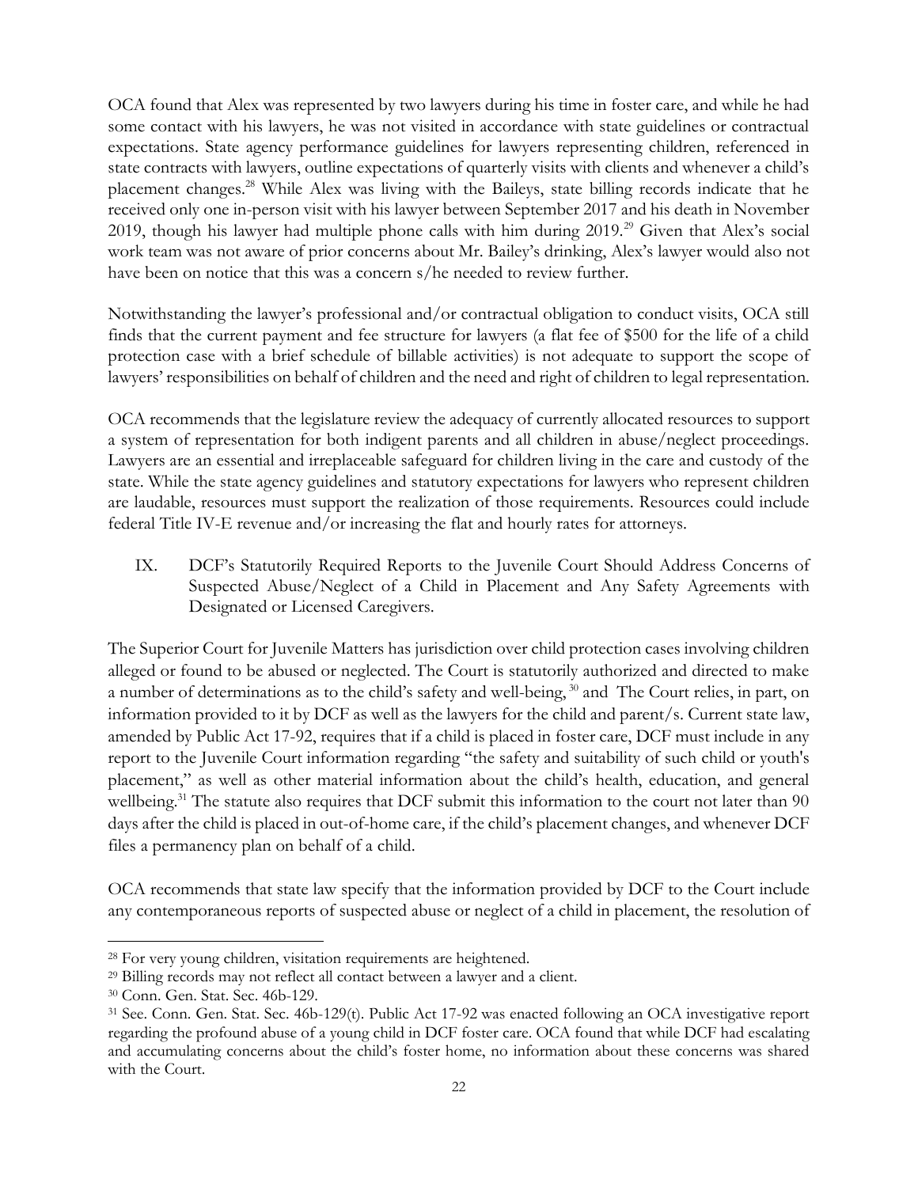OCA found that Alex was represented by two lawyers during his time in foster care, and while he had some contact with his lawyers, he was not visited in accordance with state guidelines or contractual expectations. State agency performance guidelines for lawyers representing children, referenced in state contracts with lawyers, outline expectations of quarterly visits with clients and whenever a child's placement changes.[28] While Alex was living with the Baileys, state billing records indicate that he received only one in-person visit with his lawyer between September 2017 and his death in November 2019, though his lawyer had multiple phone calls with him during 2019.[29] Given that Alex's social work team was not aware of prior concerns about Mr. Bailey's drinking, Alex's lawyer would also not have been on notice that this was a concern s/he needed to review further.

Notwithstanding the lawyer's professional and/or contractual obligation to conduct visits, OCA still finds that the current payment and fee structure for lawyers (a flat fee of $500 for the life of a child protection case with a brief schedule of billable activities) is not adequate to support the scope of lawyers' responsibilities on behalf of children and the need and right of children to legal representation.

OCA recommends that the legislature review the adequacy of currently allocated resources to support a system of representation for both indigent parents and all children in abuse/neglect proceedings. Lawyers are an essential and irreplaceable safeguard for children living in the care and custody of the state. While the state agency guidelines and statutory expectations for lawyers who represent children are laudable, resources must support the realization of those requirements. Resources could include federal Title IV-E revenue and/or increasing the flat and hourly rates for attorneys.

## IX. DCF's Statutorily Required Reports to the Juvenile Court Should Address Concerns of Suspected Abuse/Neglect of a Child in Placement and Any Safety Agreements with Designated or Licensed Caregivers.

The Superior Court for Juvenile Matters has jurisdiction over child protection cases involving children alleged or found to be abused or neglected. The Court is statutorily authorized and directed to make a number of determinations as to the child's safety and well-being,[30] and The Court relies, in part, on information provided to it by DCF as well as the lawyers for the child and parent/s. Current state law, amended by Public Act 17-92, requires that if a child is placed in foster care, DCF must include in any report to the Juvenile Court information regarding "the safety and suitability of such child or youth's placement," as well as other material information about the child's health, education, and general wellbeing.[31] The statute also requires that DCF submit this information to the court not later than 90 days after the child is placed in out-of-home care, if the child's placement changes, and whenever DCF files a permanency plan on behalf of a child.

OCA recommends that state law specify that the information provided by DCF to the Court include any contemporaneous reports of suspected abuse or neglect of a child in placement, the resolution of

---

[28] For very young children, visitation requirements are heightened.

[29] Billing records may not reflect all contact between a lawyer and a client.

[30] Conn. Gen. Stat. Sec. 46b-129.

[31] See. Conn. Gen. Stat. Sec. 46b-129(t). Public Act 17-92 was enacted following an OCA investigative report regarding the profound abuse of a young child in DCF foster care. OCA found that while DCF had escalating and accumulating concerns about the child's foster home, no information about these concerns was shared with the Court.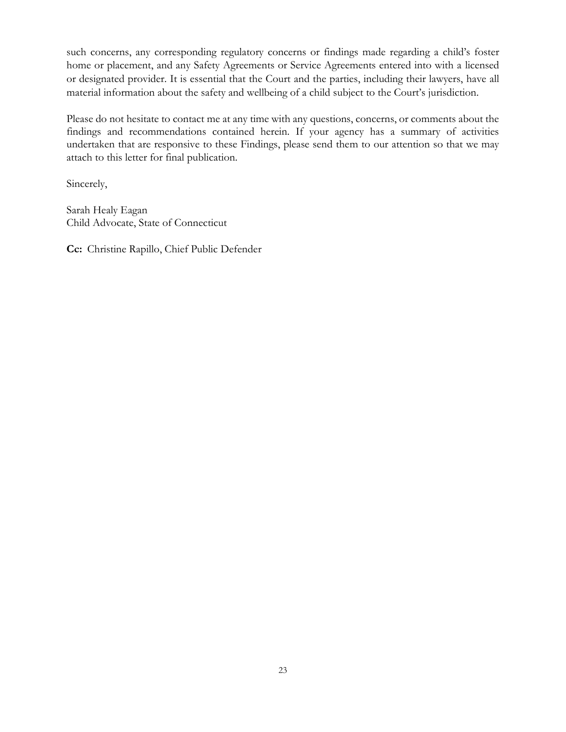such concerns, any corresponding regulatory concerns or findings made regarding a child's foster home or placement, and any Safety Agreements or Service Agreements entered into with a licensed or designated provider. It is essential that the Court and the parties, including their lawyers, have all material information about the safety and wellbeing of a child subject to the Court's jurisdiction.

Please do not hesitate to contact me at any time with any questions, concerns, or comments about the findings and recommendations contained herein. If your agency has a summary of activities undertaken that are responsive to these Findings, please send them to our attention so that we may attach to this letter for final publication.

Sincerely,

Sarah Healy Eagan
Child Advocate, State of Connecticut

**Cc:** Christine Rapillo, Chief Public Defender